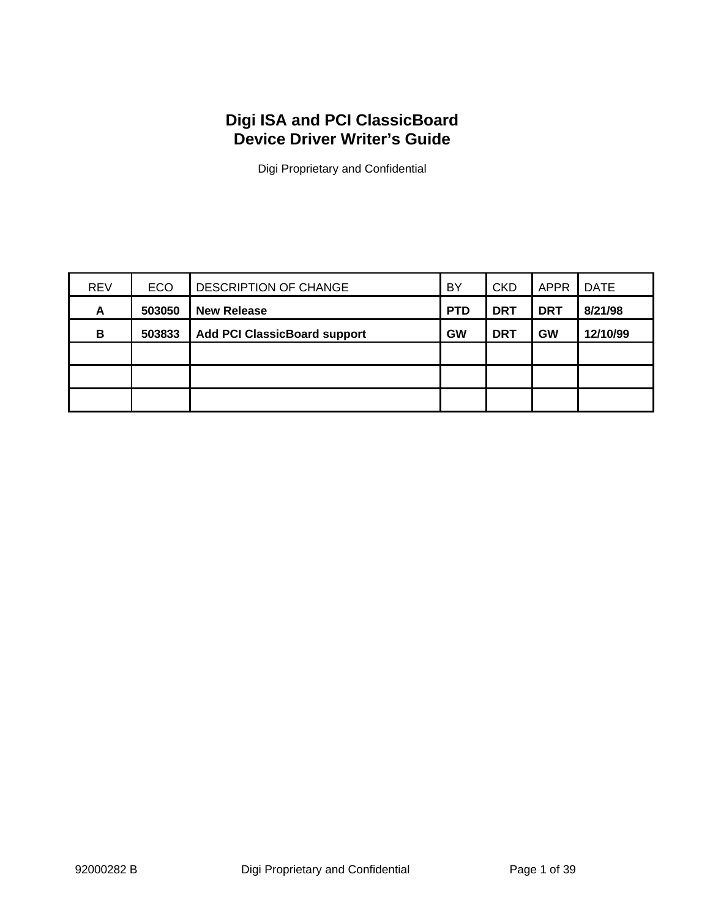# Digi ISA and PCI ClassicBoard
# Device Driver Writer's Guide

Digi Proprietary and Confidential

| REV | ECO | DESCRIPTION OF CHANGE | BY | CKD | APPR | DATE |
|---|---|---|---|---|---|---|
| **A** | **503050** | **New Release** | **PTD** | **DRT** | **DRT** | **8/21/98** |
| **B** | **503833** | **Add PCI ClassicBoard support** | **GW** | **DRT** | **GW** | **12/10/99** |
| | | | | | | |
| | | | | | | |
| | | | | | | |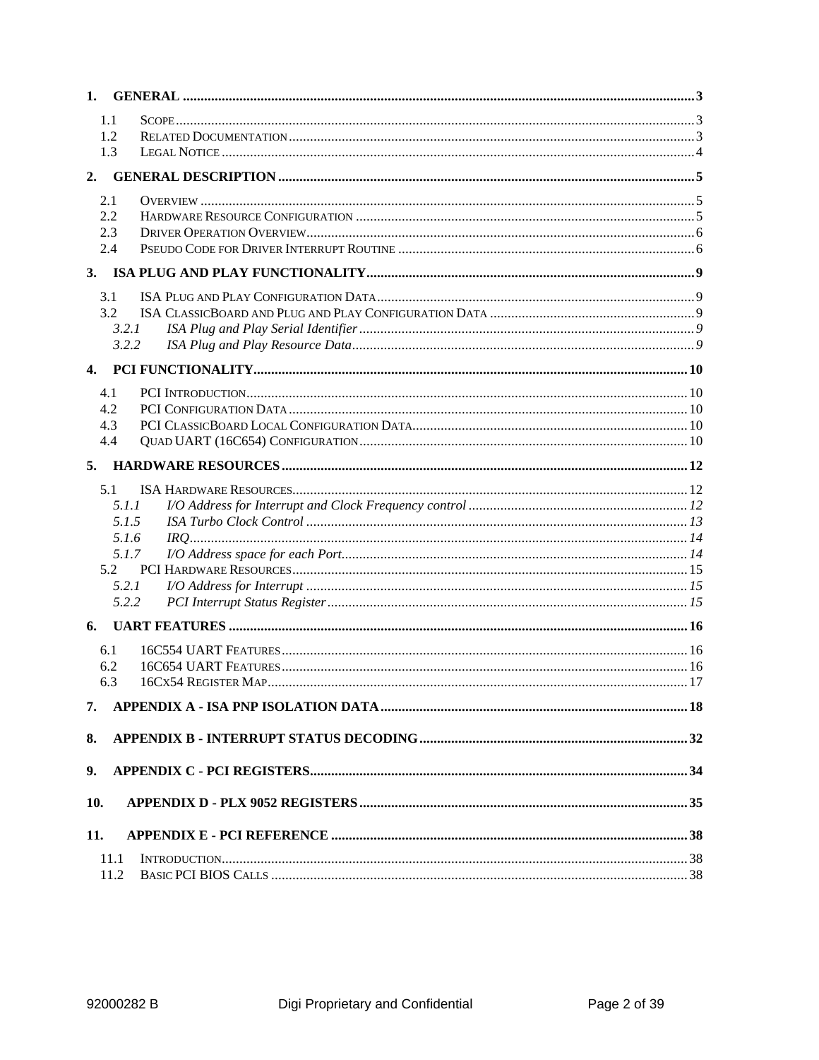**1. GENERAL** ........ 3

- 1.1 Scope ........ 3
- 1.2 Related Documentation ........ 3
- 1.3 Legal Notice ........ 4

**2. GENERAL DESCRIPTION** ........ 5

- 2.1 Overview ........ 5
- 2.2 Hardware Resource Configuration ........ 5
- 2.3 Driver Operation Overview ........ 6
- 2.4 Pseudo Code for Driver Interrupt Routine ........ 6

**3. ISA PLUG AND PLAY FUNCTIONALITY** ........ 9

- 3.1 ISA Plug and Play Configuration Data ........ 9
- 3.2 ISA ClassicBoard and Plug and Play Configuration Data ........ 9
  - *3.2.1 ISA Plug and Play Serial Identifier* ........ 9
  - *3.2.2 ISA Plug and Play Resource Data* ........ 9

**4. PCI FUNCTIONALITY** ........ 10

- 4.1 PCI Introduction ........ 10
- 4.2 PCI Configuration Data ........ 10
- 4.3 PCI ClassicBoard Local Configuration Data ........ 10
- 4.4 Quad UART (16C654) Configuration ........ 10

**5. HARDWARE RESOURCES** ........ 12

- 5.1 ISA Hardware Resources ........ 12
  - *5.1.1 I/O Address for Interrupt and Clock Frequency control* ........ 12
  - *5.1.5 ISA Turbo Clock Control* ........ 13
  - *5.1.6 IRQ* ........ 14
  - *5.1.7 I/O Address space for each Port* ........ 14
- 5.2 PCI Hardware Resources ........ 15
  - *5.2.1 I/O Address for Interrupt* ........ 15
  - *5.2.2 PCI Interrupt Status Register* ........ 15

**6. UART FEATURES** ........ 16

- 6.1 16C554 UART Features ........ 16
- 6.2 16C654 UART Features ........ 16
- 6.3 16Cx54 Register Map ........ 17

**7. APPENDIX A - ISA PNP ISOLATION DATA** ........ 18

**8. APPENDIX B - INTERRUPT STATUS DECODING** ........ 32

**9. APPENDIX C - PCI REGISTERS** ........ 34

**10. APPENDIX D - PLX 9052 REGISTERS** ........ 35

**11. APPENDIX E - PCI REFERENCE** ........ 38

- 11.1 Introduction ........ 38
- 11.2 Basic PCI BIOS Calls ........ 38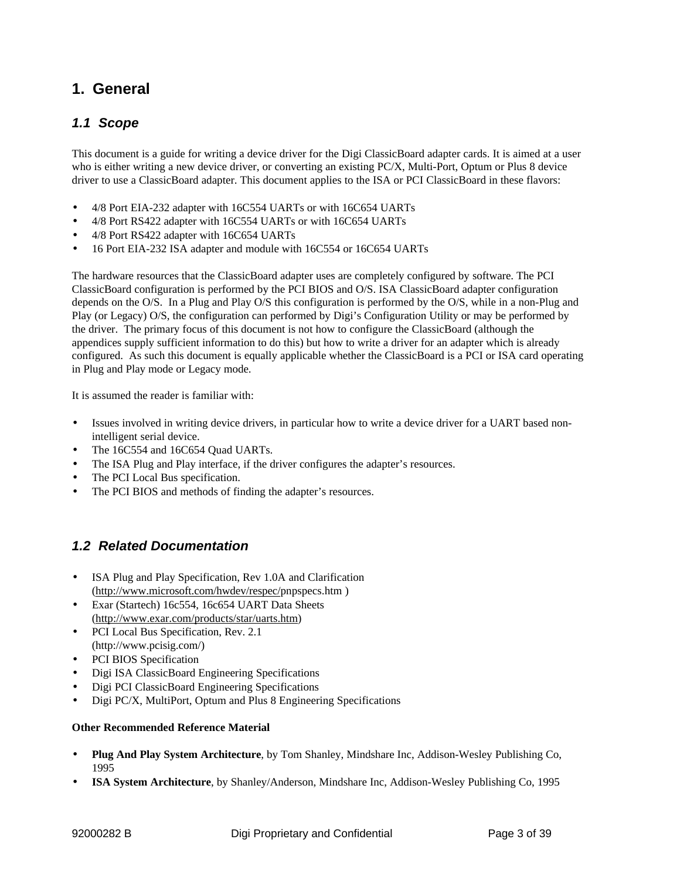# 1. General

## 1.1 Scope

This document is a guide for writing a device driver for the Digi ClassicBoard adapter cards. It is aimed at a user who is either writing a new device driver, or converting an existing PC/X, Multi-Port, Optum or Plus 8 device driver to use a ClassicBoard adapter. This document applies to the ISA or PCI ClassicBoard in these flavors:

- 4/8 Port EIA-232 adapter with 16C554 UARTs or with 16C654 UARTs
- 4/8 Port RS422 adapter with 16C554 UARTs or with 16C654 UARTs
- 4/8 Port RS422 adapter with 16C654 UARTs
- 16 Port EIA-232 ISA adapter and module with 16C554 or 16C654 UARTs

The hardware resources that the ClassicBoard adapter uses are completely configured by software. The PCI ClassicBoard configuration is performed by the PCI BIOS and O/S. ISA ClassicBoard adapter configuration depends on the O/S. In a Plug and Play O/S this configuration is performed by the O/S, while in a non-Plug and Play (or Legacy) O/S, the configuration can performed by Digi's Configuration Utility or may be performed by the driver. The primary focus of this document is not how to configure the ClassicBoard (although the appendices supply sufficient information to do this) but how to write a driver for an adapter which is already configured. As such this document is equally applicable whether the ClassicBoard is a PCI or ISA card operating in Plug and Play mode or Legacy mode.

It is assumed the reader is familiar with:

- Issues involved in writing device drivers, in particular how to write a device driver for a UART based non-intelligent serial device.
- The 16C554 and 16C654 Quad UARTs.
- The ISA Plug and Play interface, if the driver configures the adapter's resources.
- The PCI Local Bus specification.
- The PCI BIOS and methods of finding the adapter's resources.

## 1.2 Related Documentation

- ISA Plug and Play Specification, Rev 1.0A and Clarification (http://www.microsoft.com/hwdev/respec/pnpspecs.htm )
- Exar (Startech) 16c554, 16c654 UART Data Sheets (http://www.exar.com/products/star/uarts.htm)
- PCI Local Bus Specification, Rev. 2.1 (http://www.pcisig.com/)
- PCI BIOS Specification
- Digi ISA ClassicBoard Engineering Specifications
- Digi PCI ClassicBoard Engineering Specifications
- Digi PC/X, MultiPort, Optum and Plus 8 Engineering Specifications

**Other Recommended Reference Material**

- **Plug And Play System Architecture**, by Tom Shanley, Mindshare Inc, Addison-Wesley Publishing Co, 1995
- **ISA System Architecture**, by Shanley/Anderson, Mindshare Inc, Addison-Wesley Publishing Co, 1995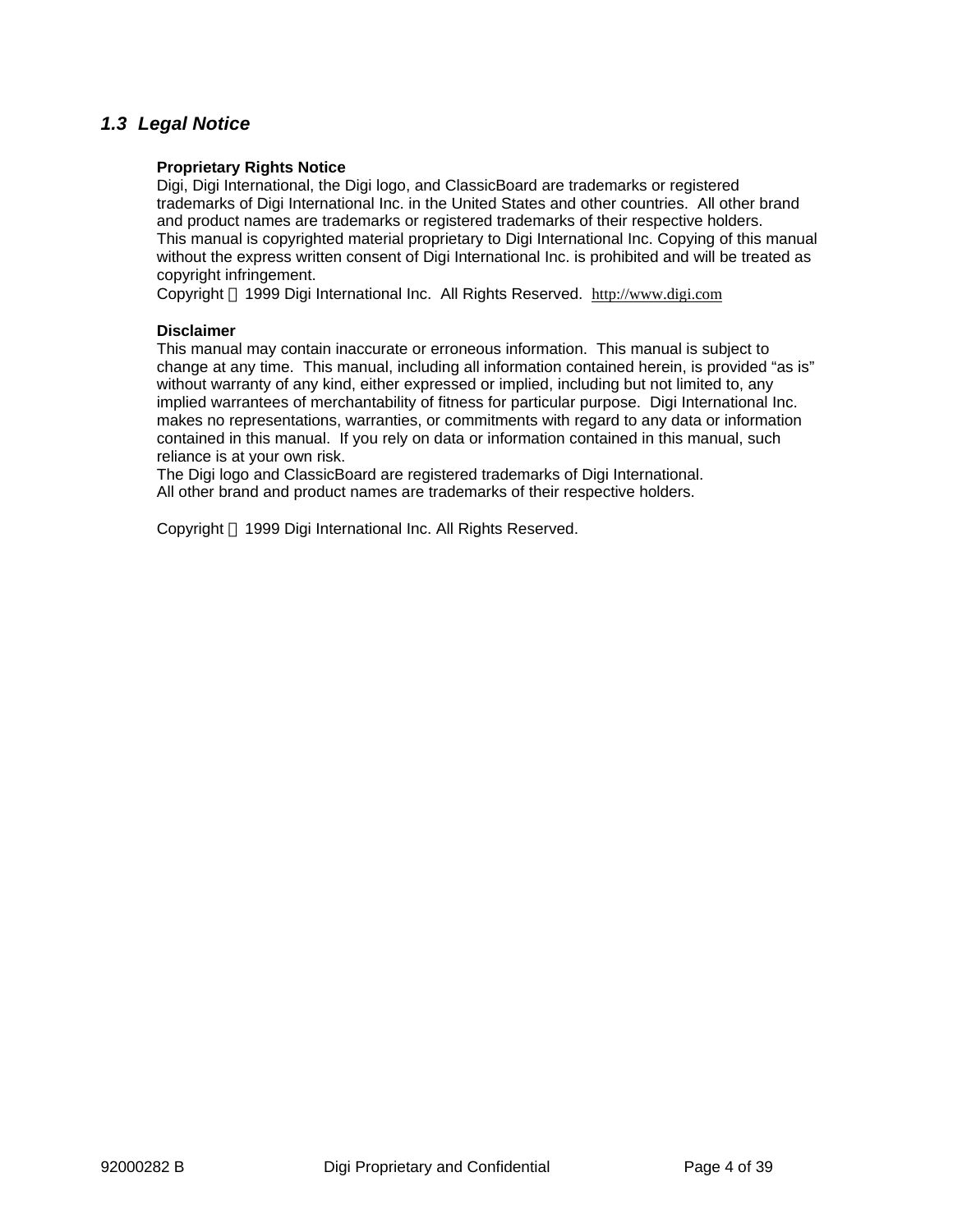## *1.3 Legal Notice*

**Proprietary Rights Notice**

Digi, Digi International, the Digi logo, and ClassicBoard are trademarks or registered trademarks of Digi International Inc. in the United States and other countries. All other brand and product names are trademarks or registered trademarks of their respective holders.
This manual is copyrighted material proprietary to Digi International Inc. Copying of this manual without the express written consent of Digi International Inc. is prohibited and will be treated as copyright infringement.
Copyright © 1999 Digi International Inc. All Rights Reserved. http://www.digi.com

**Disclaimer**

This manual may contain inaccurate or erroneous information. This manual is subject to change at any time. This manual, including all information contained herein, is provided "as is" without warranty of any kind, either expressed or implied, including but not limited to, any implied warrantees of merchantability of fitness for particular purpose. Digi International Inc. makes no representations, warranties, or commitments with regard to any data or information contained in this manual. If you rely on data or information contained in this manual, such reliance is at your own risk.
The Digi logo and ClassicBoard are registered trademarks of Digi International.
All other brand and product names are trademarks of their respective holders.

Copyright © 1999 Digi International Inc. All Rights Reserved.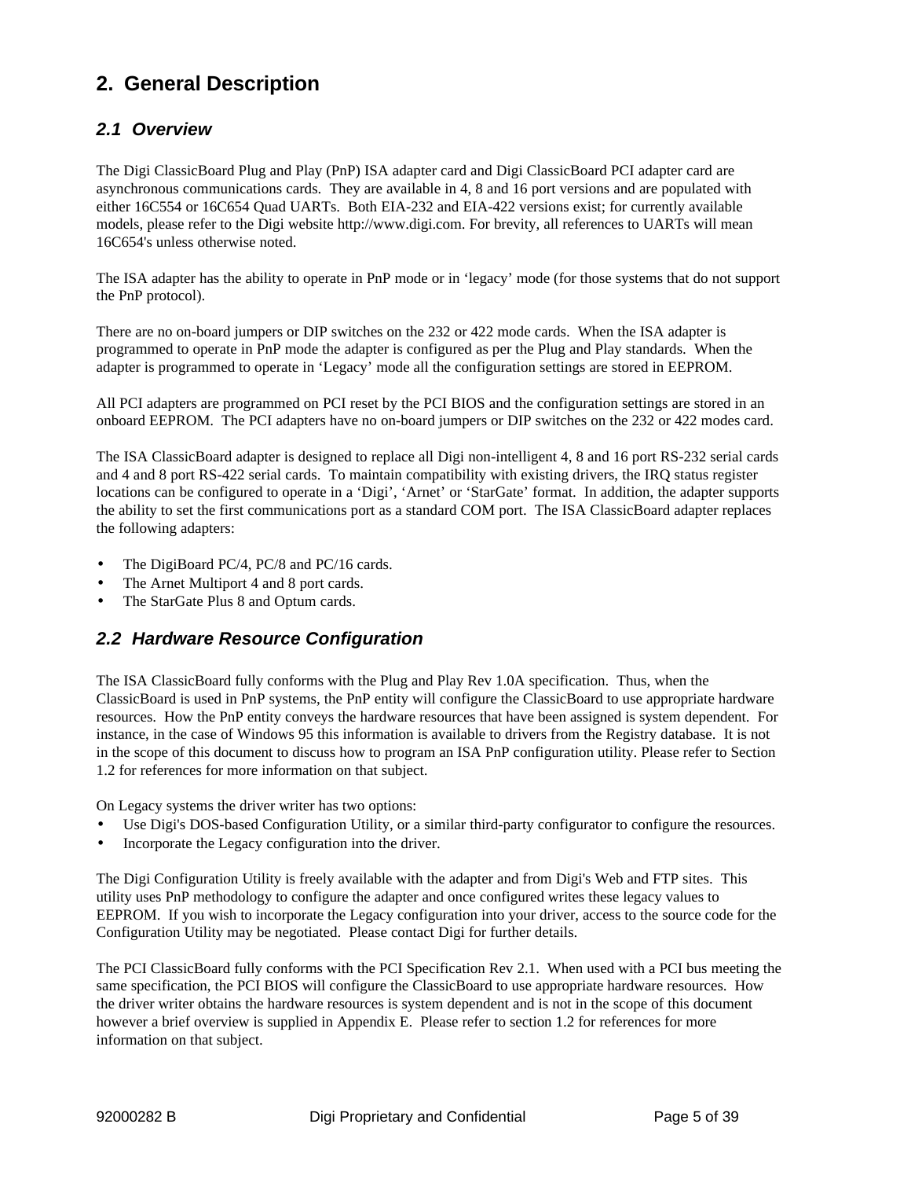# 2. General Description

## 2.1 Overview

The Digi ClassicBoard Plug and Play (PnP) ISA adapter card and Digi ClassicBoard PCI adapter card are asynchronous communications cards. They are available in 4, 8 and 16 port versions and are populated with either 16C554 or 16C654 Quad UARTs. Both EIA-232 and EIA-422 versions exist; for currently available models, please refer to the Digi website http://www.digi.com. For brevity, all references to UARTs will mean 16C654's unless otherwise noted.

The ISA adapter has the ability to operate in PnP mode or in 'legacy' mode (for those systems that do not support the PnP protocol).

There are no on-board jumpers or DIP switches on the 232 or 422 mode cards. When the ISA adapter is programmed to operate in PnP mode the adapter is configured as per the Plug and Play standards. When the adapter is programmed to operate in 'Legacy' mode all the configuration settings are stored in EEPROM.

All PCI adapters are programmed on PCI reset by the PCI BIOS and the configuration settings are stored in an onboard EEPROM. The PCI adapters have no on-board jumpers or DIP switches on the 232 or 422 modes card.

The ISA ClassicBoard adapter is designed to replace all Digi non-intelligent 4, 8 and 16 port RS-232 serial cards and 4 and 8 port RS-422 serial cards. To maintain compatibility with existing drivers, the IRQ status register locations can be configured to operate in a 'Digi', 'Arnet' or 'StarGate' format. In addition, the adapter supports the ability to set the first communications port as a standard COM port. The ISA ClassicBoard adapter replaces the following adapters:

- The DigiBoard PC/4, PC/8 and PC/16 cards.
- The Arnet Multiport 4 and 8 port cards.
- The StarGate Plus 8 and Optum cards.

## 2.2 Hardware Resource Configuration

The ISA ClassicBoard fully conforms with the Plug and Play Rev 1.0A specification. Thus, when the ClassicBoard is used in PnP systems, the PnP entity will configure the ClassicBoard to use appropriate hardware resources. How the PnP entity conveys the hardware resources that have been assigned is system dependent. For instance, in the case of Windows 95 this information is available to drivers from the Registry database. It is not in the scope of this document to discuss how to program an ISA PnP configuration utility. Please refer to Section 1.2 for references for more information on that subject.

On Legacy systems the driver writer has two options:

- Use Digi's DOS-based Configuration Utility, or a similar third-party configurator to configure the resources.
- Incorporate the Legacy configuration into the driver.

The Digi Configuration Utility is freely available with the adapter and from Digi's Web and FTP sites. This utility uses PnP methodology to configure the adapter and once configured writes these legacy values to EEPROM. If you wish to incorporate the Legacy configuration into your driver, access to the source code for the Configuration Utility may be negotiated. Please contact Digi for further details.

The PCI ClassicBoard fully conforms with the PCI Specification Rev 2.1. When used with a PCI bus meeting the same specification, the PCI BIOS will configure the ClassicBoard to use appropriate hardware resources. How the driver writer obtains the hardware resources is system dependent and is not in the scope of this document however a brief overview is supplied in Appendix E. Please refer to section 1.2 for references for more information on that subject.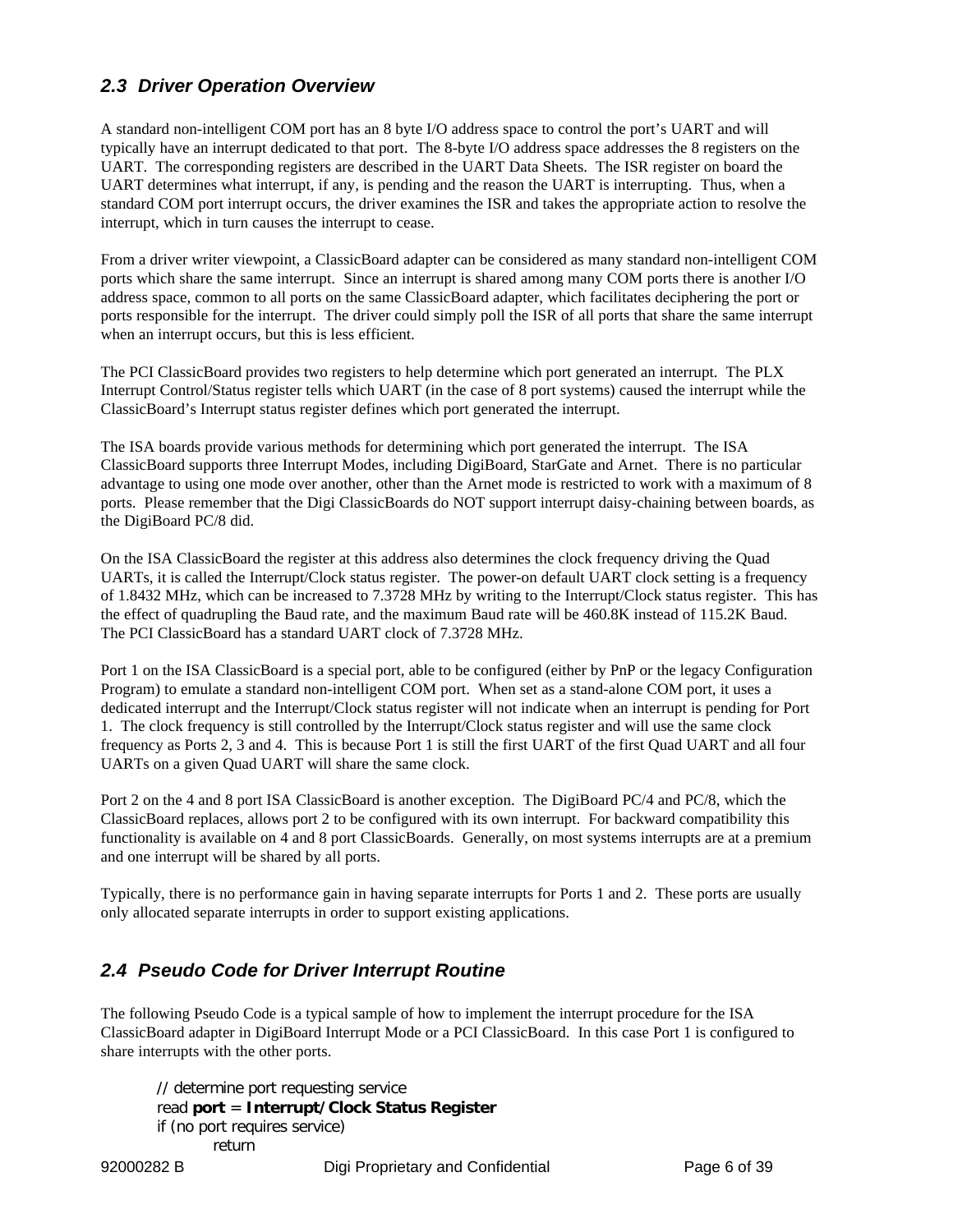## 2.3 Driver Operation Overview

A standard non-intelligent COM port has an 8 byte I/O address space to control the port's UART and will typically have an interrupt dedicated to that port. The 8-byte I/O address space addresses the 8 registers on the UART. The corresponding registers are described in the UART Data Sheets. The ISR register on board the UART determines what interrupt, if any, is pending and the reason the UART is interrupting. Thus, when a standard COM port interrupt occurs, the driver examines the ISR and takes the appropriate action to resolve the interrupt, which in turn causes the interrupt to cease.

From a driver writer viewpoint, a ClassicBoard adapter can be considered as many standard non-intelligent COM ports which share the same interrupt. Since an interrupt is shared among many COM ports there is another I/O address space, common to all ports on the same ClassicBoard adapter, which facilitates deciphering the port or ports responsible for the interrupt. The driver could simply poll the ISR of all ports that share the same interrupt when an interrupt occurs, but this is less efficient.

The PCI ClassicBoard provides two registers to help determine which port generated an interrupt. The PLX Interrupt Control/Status register tells which UART (in the case of 8 port systems) caused the interrupt while the ClassicBoard's Interrupt status register defines which port generated the interrupt.

The ISA boards provide various methods for determining which port generated the interrupt. The ISA ClassicBoard supports three Interrupt Modes, including DigiBoard, StarGate and Arnet. There is no particular advantage to using one mode over another, other than the Arnet mode is restricted to work with a maximum of 8 ports. Please remember that the Digi ClassicBoards do NOT support interrupt daisy-chaining between boards, as the DigiBoard PC/8 did.

On the ISA ClassicBoard the register at this address also determines the clock frequency driving the Quad UARTs, it is called the Interrupt/Clock status register. The power-on default UART clock setting is a frequency of 1.8432 MHz, which can be increased to 7.3728 MHz by writing to the Interrupt/Clock status register. This has the effect of quadrupling the Baud rate, and the maximum Baud rate will be 460.8K instead of 115.2K Baud. The PCI ClassicBoard has a standard UART clock of 7.3728 MHz.

Port 1 on the ISA ClassicBoard is a special port, able to be configured (either by PnP or the legacy Configuration Program) to emulate a standard non-intelligent COM port. When set as a stand-alone COM port, it uses a dedicated interrupt and the Interrupt/Clock status register will not indicate when an interrupt is pending for Port 1. The clock frequency is still controlled by the Interrupt/Clock status register and will use the same clock frequency as Ports 2, 3 and 4. This is because Port 1 is still the first UART of the first Quad UART and all four UARTs on a given Quad UART will share the same clock.

Port 2 on the 4 and 8 port ISA ClassicBoard is another exception. The DigiBoard PC/4 and PC/8, which the ClassicBoard replaces, allows port 2 to be configured with its own interrupt. For backward compatibility this functionality is available on 4 and 8 port ClassicBoards. Generally, on most systems interrupts are at a premium and one interrupt will be shared by all ports.

Typically, there is no performance gain in having separate interrupts for Ports 1 and 2. These ports are usually only allocated separate interrupts in order to support existing applications.

## 2.4 Pseudo Code for Driver Interrupt Routine

The following Pseudo Code is a typical sample of how to implement the interrupt procedure for the ISA ClassicBoard adapter in DigiBoard Interrupt Mode or a PCI ClassicBoard. In this case Port 1 is configured to share interrupts with the other ports.

```
// determine port requesting service
read port = Interrupt/Clock Status Register
if (no port requires service)
        return
```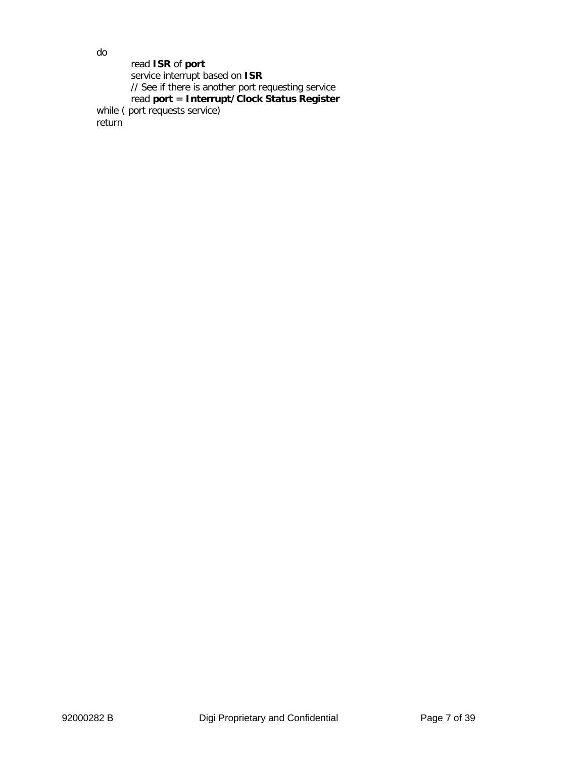```
do
    read ISR of port
    service interrupt based on ISR
    // See if there is another port requesting service
    read port = Interrupt/Clock Status Register
while ( port requests service)
return
```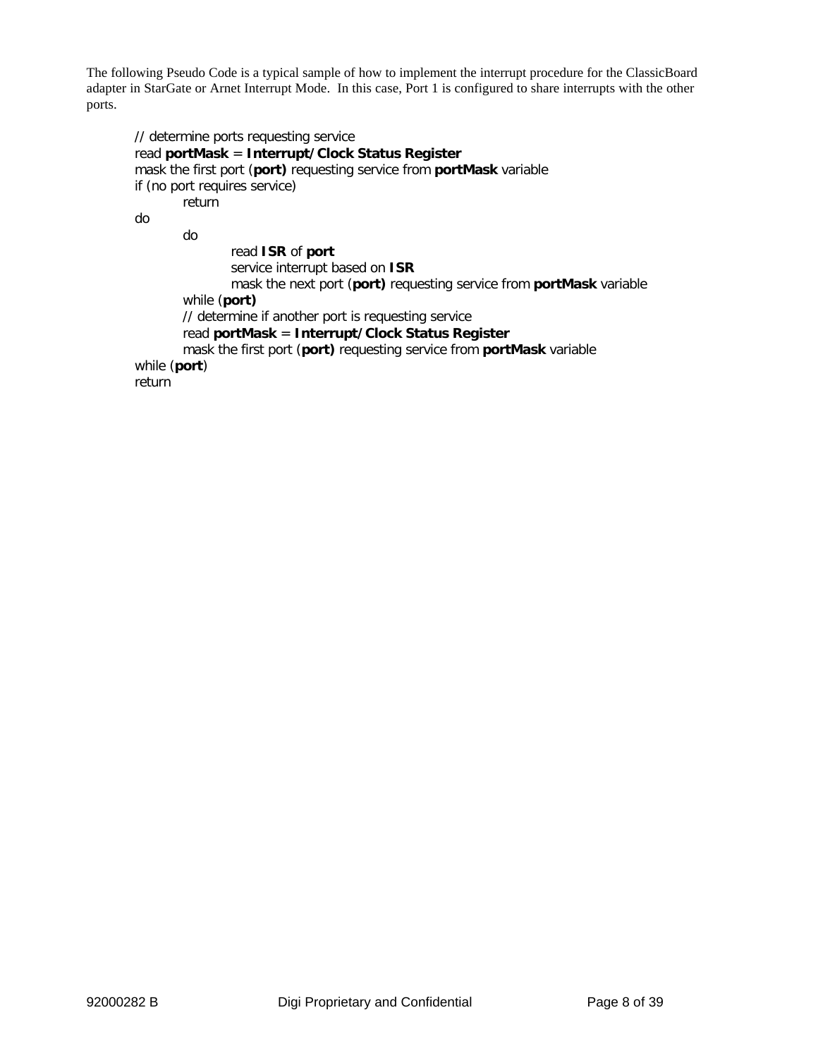The following Pseudo Code is a typical sample of how to implement the interrupt procedure for the ClassicBoard adapter in StarGate or Arnet Interrupt Mode. In this case, Port 1 is configured to share interrupts with the other ports.

```
// determine ports requesting service
read portMask = Interrupt/Clock Status Register
mask the first port (port) requesting service from portMask variable
if (no port requires service)
        return
do
        do
                read ISR of port
                service interrupt based on ISR
                mask the next port (port) requesting service from portMask variable
        while (port)
        // determine if another port is requesting service
        read portMask = Interrupt/Clock Status Register
        mask the first port (port) requesting service from portMask variable
while (port)
return
```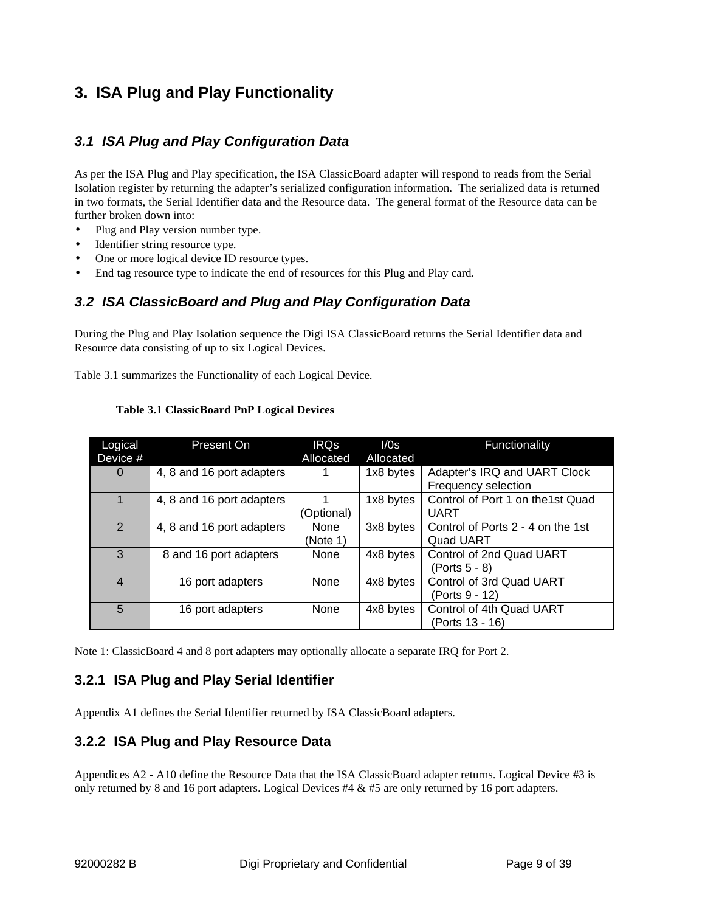# 3. ISA Plug and Play Functionality

## *3.1 ISA Plug and Play Configuration Data*

As per the ISA Plug and Play specification, the ISA ClassicBoard adapter will respond to reads from the Serial Isolation register by returning the adapter's serialized configuration information. The serialized data is returned in two formats, the Serial Identifier data and the Resource data. The general format of the Resource data can be further broken down into:

- Plug and Play version number type.
- Identifier string resource type.
- One or more logical device ID resource types.
- End tag resource type to indicate the end of resources for this Plug and Play card.

## *3.2 ISA ClassicBoard and Plug and Play Configuration Data*

During the Plug and Play Isolation sequence the Digi ISA ClassicBoard returns the Serial Identifier data and Resource data consisting of up to six Logical Devices.

Table 3.1 summarizes the Functionality of each Logical Device.

**Table 3.1 ClassicBoard PnP Logical Devices**

| Logical Device # | Present On | IRQs Allocated | I/0s Allocated | Functionality |
|---|---|---|---|---|
| 0 | 4, 8 and 16 port adapters | 1 | 1x8 bytes | Adapter's IRQ and UART Clock Frequency selection |
| 1 | 4, 8 and 16 port adapters | 1 (Optional) | 1x8 bytes | Control of Port 1 on the1st Quad UART |
| 2 | 4, 8 and 16 port adapters | None (Note 1) | 3x8 bytes | Control of Ports 2 - 4 on the 1st Quad UART |
| 3 | 8 and 16 port adapters | None | 4x8 bytes | Control of 2nd Quad UART (Ports 5 - 8) |
| 4 | 16 port adapters | None | 4x8 bytes | Control of 3rd Quad UART (Ports 9 - 12) |
| 5 | 16 port adapters | None | 4x8 bytes | Control of 4th Quad UART (Ports 13 - 16) |

Note 1: ClassicBoard 4 and 8 port adapters may optionally allocate a separate IRQ for Port 2.

### 3.2.1 ISA Plug and Play Serial Identifier

Appendix A1 defines the Serial Identifier returned by ISA ClassicBoard adapters.

### 3.2.2 ISA Plug and Play Resource Data

Appendices A2 - A10 define the Resource Data that the ISA ClassicBoard adapter returns. Logical Device #3 is only returned by 8 and 16 port adapters. Logical Devices #4 & #5 are only returned by 16 port adapters.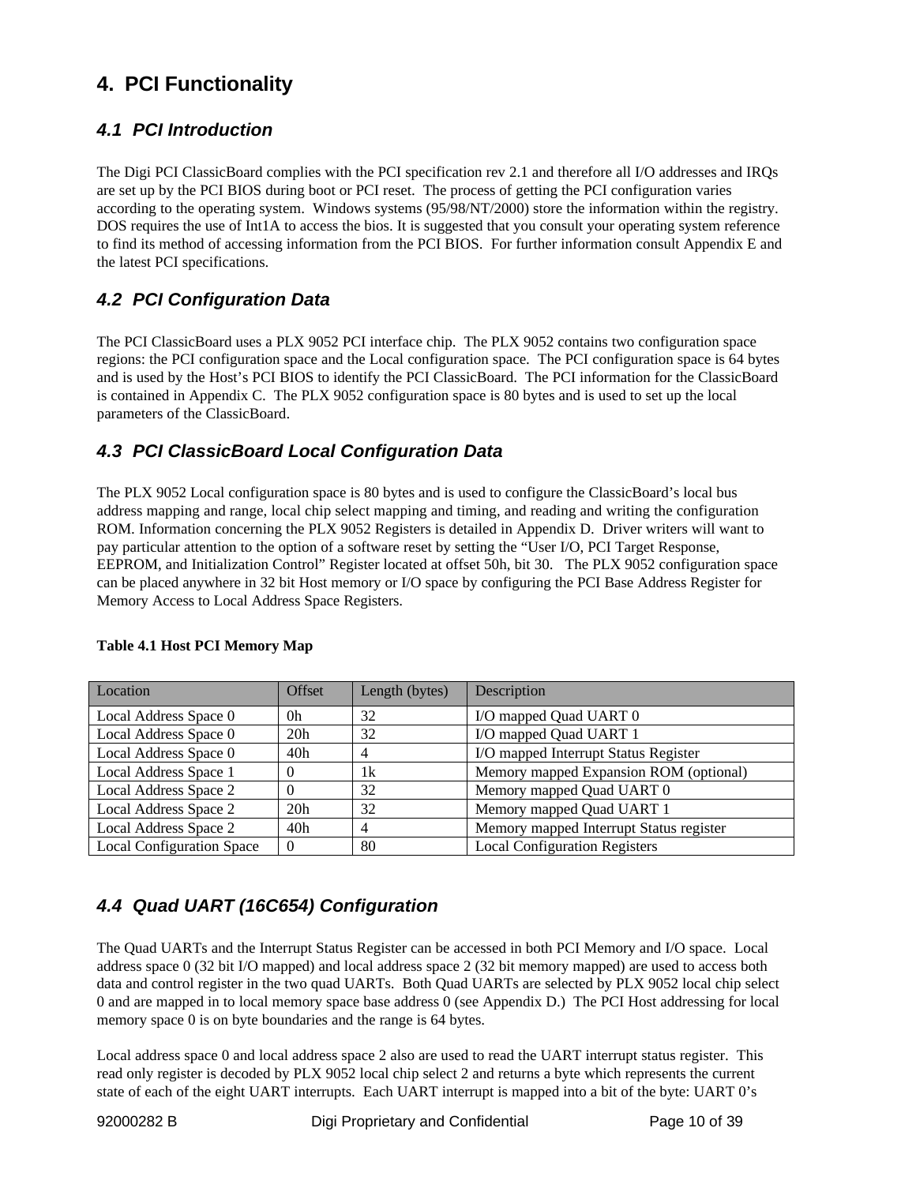# 4. PCI Functionality

## 4.1 PCI Introduction

The Digi PCI ClassicBoard complies with the PCI specification rev 2.1 and therefore all I/O addresses and IRQs are set up by the PCI BIOS during boot or PCI reset. The process of getting the PCI configuration varies according to the operating system. Windows systems (95/98/NT/2000) store the information within the registry. DOS requires the use of Int1A to access the bios. It is suggested that you consult your operating system reference to find its method of accessing information from the PCI BIOS. For further information consult Appendix E and the latest PCI specifications.

## 4.2 PCI Configuration Data

The PCI ClassicBoard uses a PLX 9052 PCI interface chip. The PLX 9052 contains two configuration space regions: the PCI configuration space and the Local configuration space. The PCI configuration space is 64 bytes and is used by the Host's PCI BIOS to identify the PCI ClassicBoard. The PCI information for the ClassicBoard is contained in Appendix C. The PLX 9052 configuration space is 80 bytes and is used to set up the local parameters of the ClassicBoard.

## 4.3 PCI ClassicBoard Local Configuration Data

The PLX 9052 Local configuration space is 80 bytes and is used to configure the ClassicBoard's local bus address mapping and range, local chip select mapping and timing, and reading and writing the configuration ROM. Information concerning the PLX 9052 Registers is detailed in Appendix D. Driver writers will want to pay particular attention to the option of a software reset by setting the "User I/O, PCI Target Response, EEPROM, and Initialization Control" Register located at offset 50h, bit 30. The PLX 9052 configuration space can be placed anywhere in 32 bit Host memory or I/O space by configuring the PCI Base Address Register for Memory Access to Local Address Space Registers.

**Table 4.1 Host PCI Memory Map**

| Location | Offset | Length (bytes) | Description |
|---|---|---|---|
| Local Address Space 0 | 0h | 32 | I/O mapped Quad UART 0 |
| Local Address Space 0 | 20h | 32 | I/O mapped Quad UART 1 |
| Local Address Space 0 | 40h | 4 | I/O mapped Interrupt Status Register |
| Local Address Space 1 | 0 | 1k | Memory mapped Expansion ROM (optional) |
| Local Address Space 2 | 0 | 32 | Memory mapped Quad UART 0 |
| Local Address Space 2 | 20h | 32 | Memory mapped Quad UART 1 |
| Local Address Space 2 | 40h | 4 | Memory mapped Interrupt Status register |
| Local Configuration Space | 0 | 80 | Local Configuration Registers |

## 4.4 Quad UART (16C654) Configuration

The Quad UARTs and the Interrupt Status Register can be accessed in both PCI Memory and I/O space. Local address space 0 (32 bit I/O mapped) and local address space 2 (32 bit memory mapped) are used to access both data and control register in the two quad UARTs. Both Quad UARTs are selected by PLX 9052 local chip select 0 and are mapped in to local memory space base address 0 (see Appendix D.) The PCI Host addressing for local memory space 0 is on byte boundaries and the range is 64 bytes.

Local address space 0 and local address space 2 also are used to read the UART interrupt status register. This read only register is decoded by PLX 9052 local chip select 2 and returns a byte which represents the current state of each of the eight UART interrupts. Each UART interrupt is mapped into a bit of the byte: UART 0's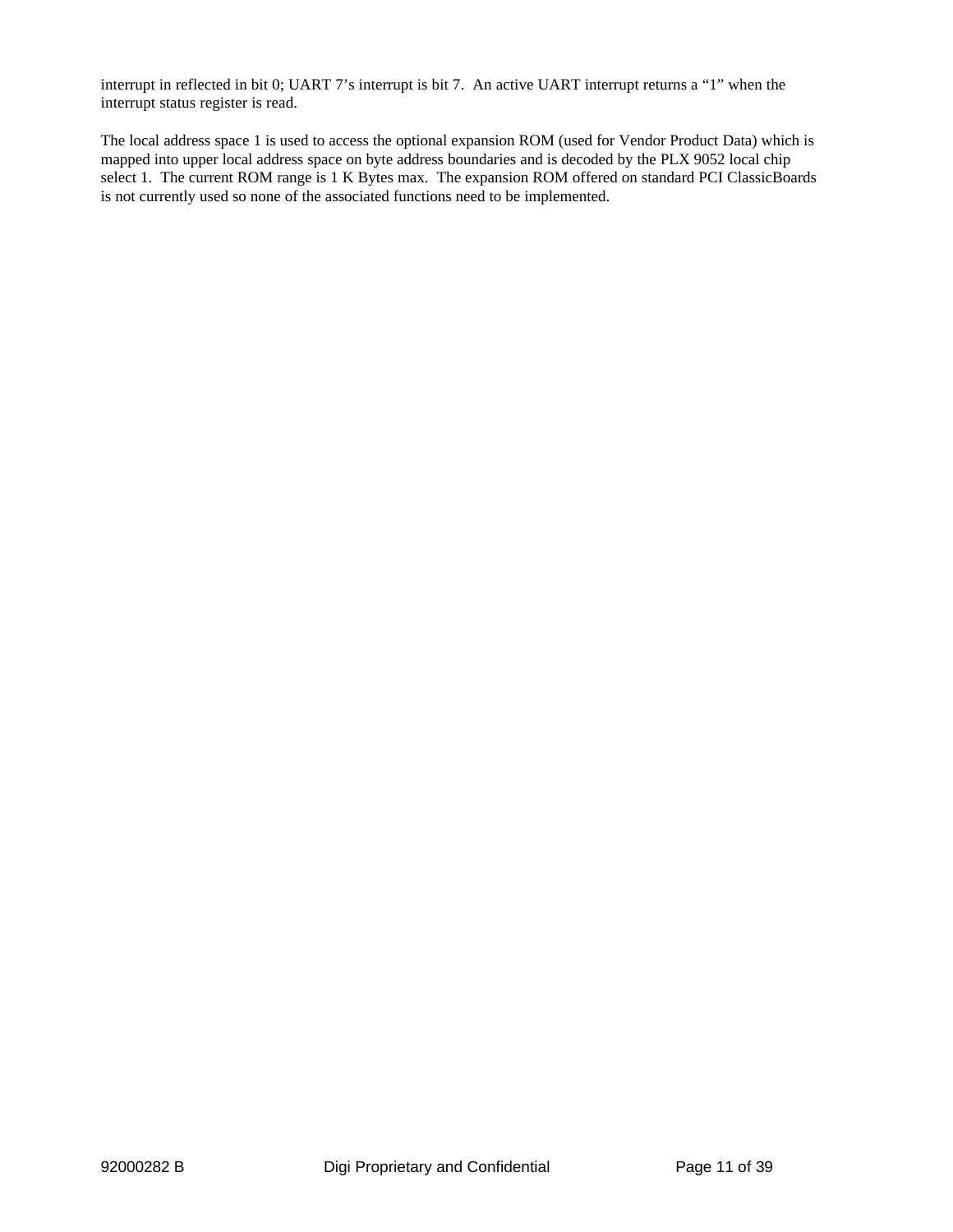interrupt in reflected in bit 0; UART 7's interrupt is bit 7.  An active UART interrupt returns a "1" when the interrupt status register is read.

The local address space 1 is used to access the optional expansion ROM (used for Vendor Product Data) which is mapped into upper local address space on byte address boundaries and is decoded by the PLX 9052 local chip select 1.  The current ROM range is 1 K Bytes max.  The expansion ROM offered on standard PCI ClassicBoards is not currently used so none of the associated functions need to be implemented.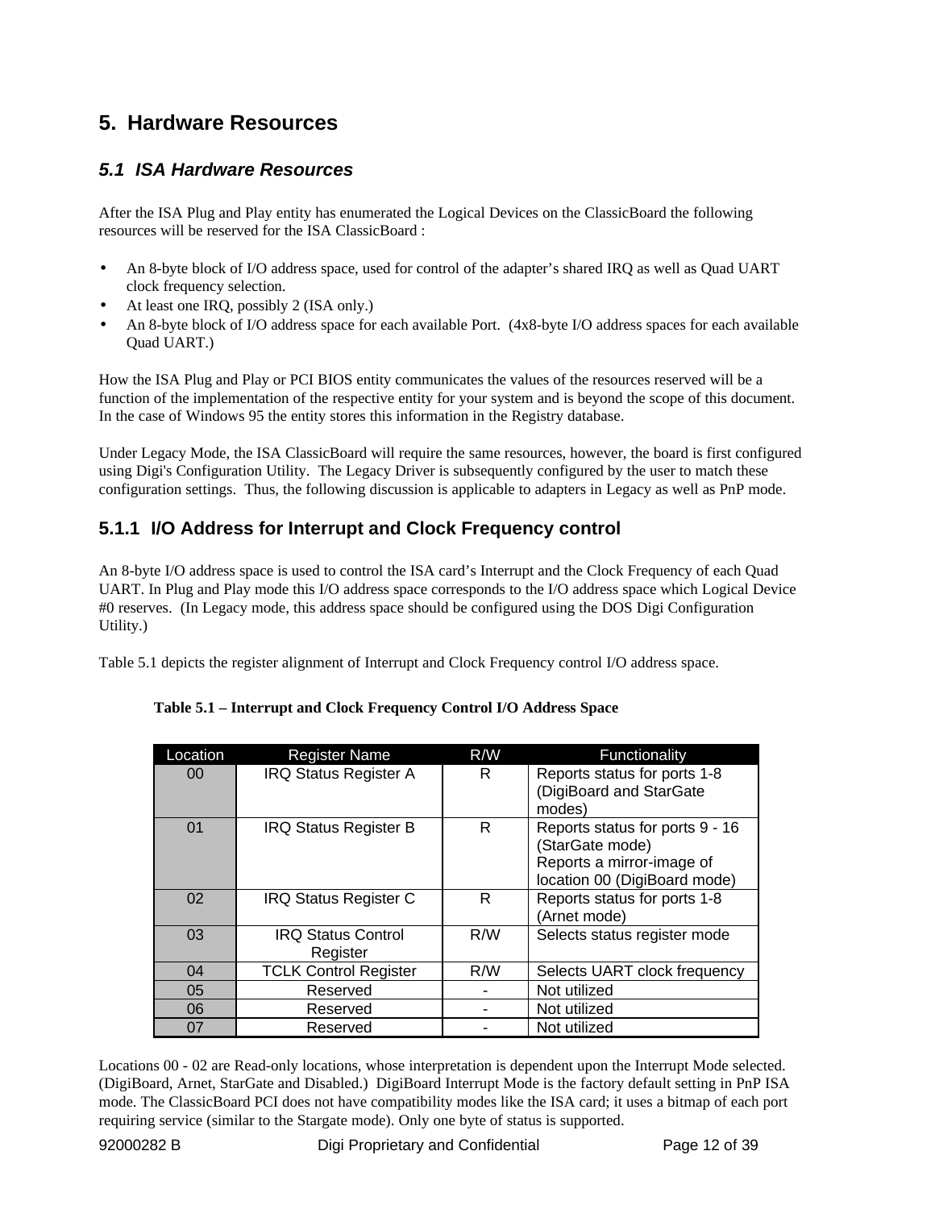# 5. Hardware Resources

## 5.1 ISA Hardware Resources

After the ISA Plug and Play entity has enumerated the Logical Devices on the ClassicBoard the following resources will be reserved for the ISA ClassicBoard :

- An 8-byte block of I/O address space, used for control of the adapter's shared IRQ as well as Quad UART clock frequency selection.
- At least one IRQ, possibly 2 (ISA only.)
- An 8-byte block of I/O address space for each available Port. (4x8-byte I/O address spaces for each available Quad UART.)

How the ISA Plug and Play or PCI BIOS entity communicates the values of the resources reserved will be a function of the implementation of the respective entity for your system and is beyond the scope of this document. In the case of Windows 95 the entity stores this information in the Registry database.

Under Legacy Mode, the ISA ClassicBoard will require the same resources, however, the board is first configured using Digi's Configuration Utility. The Legacy Driver is subsequently configured by the user to match these configuration settings. Thus, the following discussion is applicable to adapters in Legacy as well as PnP mode.

### 5.1.1 I/O Address for Interrupt and Clock Frequency control

An 8-byte I/O address space is used to control the ISA card's Interrupt and the Clock Frequency of each Quad UART. In Plug and Play mode this I/O address space corresponds to the I/O address space which Logical Device #0 reserves. (In Legacy mode, this address space should be configured using the DOS Digi Configuration Utility.)

Table 5.1 depicts the register alignment of Interrupt and Clock Frequency control I/O address space.

**Table 5.1 – Interrupt and Clock Frequency Control I/O Address Space**

| Location | Register Name | R/W | Functionality |
|---|---|---|---|
| 00 | IRQ Status Register A | R | Reports status for ports 1-8 (DigiBoard and StarGate modes) |
| 01 | IRQ Status Register B | R | Reports status for ports 9 - 16 (StarGate mode) Reports a mirror-image of location 00 (DigiBoard mode) |
| 02 | IRQ Status Register C | R | Reports status for ports 1-8 (Arnet mode) |
| 03 | IRQ Status Control Register | R/W | Selects status register mode |
| 04 | TCLK Control Register | R/W | Selects UART clock frequency |
| 05 | Reserved | - | Not utilized |
| 06 | Reserved | - | Not utilized |
| 07 | Reserved | - | Not utilized |

Locations 00 - 02 are Read-only locations, whose interpretation is dependent upon the Interrupt Mode selected. (DigiBoard, Arnet, StarGate and Disabled.) DigiBoard Interrupt Mode is the factory default setting in PnP ISA mode. The ClassicBoard PCI does not have compatibility modes like the ISA card; it uses a bitmap of each port requiring service (similar to the Stargate mode). Only one byte of status is supported.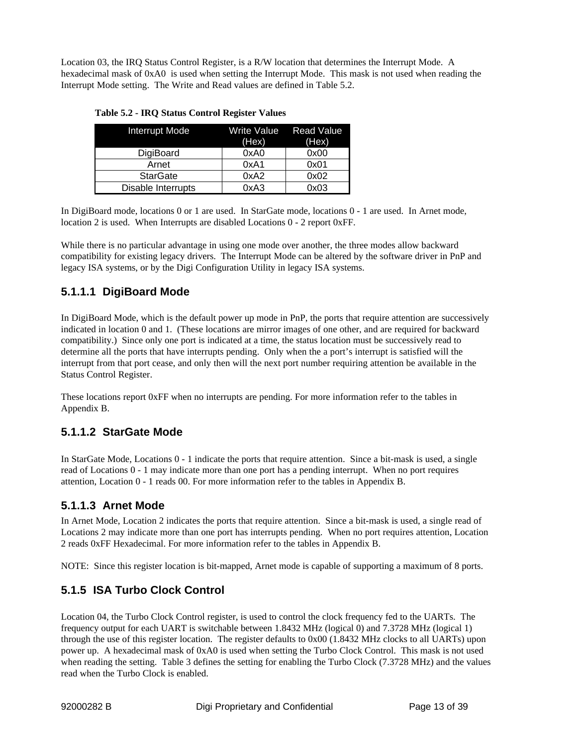Location 03, the IRQ Status Control Register, is a R/W location that determines the Interrupt Mode. A hexadecimal mask of 0xA0 is used when setting the Interrupt Mode. This mask is not used when reading the Interrupt Mode setting. The Write and Read values are defined in Table 5.2.

**Table 5.2 - IRQ Status Control Register Values**

| Interrupt Mode | Write Value (Hex) | Read Value (Hex) |
|---|---|---|
| DigiBoard | 0xA0 | 0x00 |
| Arnet | 0xA1 | 0x01 |
| StarGate | 0xA2 | 0x02 |
| Disable Interrupts | 0xA3 | 0x03 |

In DigiBoard mode, locations 0 or 1 are used. In StarGate mode, locations 0 - 1 are used. In Arnet mode, location 2 is used. When Interrupts are disabled Locations 0 - 2 report 0xFF.

While there is no particular advantage in using one mode over another, the three modes allow backward compatibility for existing legacy drivers. The Interrupt Mode can be altered by the software driver in PnP and legacy ISA systems, or by the Digi Configuration Utility in legacy ISA systems.

#### 5.1.1.1 DigiBoard Mode

In DigiBoard Mode, which is the default power up mode in PnP, the ports that require attention are successively indicated in location 0 and 1. (These locations are mirror images of one other, and are required for backward compatibility.) Since only one port is indicated at a time, the status location must be successively read to determine all the ports that have interrupts pending. Only when the a port's interrupt is satisfied will the interrupt from that port cease, and only then will the next port number requiring attention be available in the Status Control Register.

These locations report 0xFF when no interrupts are pending. For more information refer to the tables in Appendix B.

#### 5.1.1.2 StarGate Mode

In StarGate Mode, Locations 0 - 1 indicate the ports that require attention. Since a bit-mask is used, a single read of Locations 0 - 1 may indicate more than one port has a pending interrupt. When no port requires attention, Location 0 - 1 reads 00. For more information refer to the tables in Appendix B.

#### 5.1.1.3 Arnet Mode

In Arnet Mode, Location 2 indicates the ports that require attention. Since a bit-mask is used, a single read of Locations 2 may indicate more than one port has interrupts pending. When no port requires attention, Location 2 reads 0xFF Hexadecimal. For more information refer to the tables in Appendix B.

NOTE: Since this register location is bit-mapped, Arnet mode is capable of supporting a maximum of 8 ports.

### 5.1.5 ISA Turbo Clock Control

Location 04, the Turbo Clock Control register, is used to control the clock frequency fed to the UARTs. The frequency output for each UART is switchable between 1.8432 MHz (logical 0) and 7.3728 MHz (logical 1) through the use of this register location. The register defaults to 0x00 (1.8432 MHz clocks to all UARTs) upon power up. A hexadecimal mask of 0xA0 is used when setting the Turbo Clock Control. This mask is not used when reading the setting. Table 3 defines the setting for enabling the Turbo Clock (7.3728 MHz) and the values read when the Turbo Clock is enabled.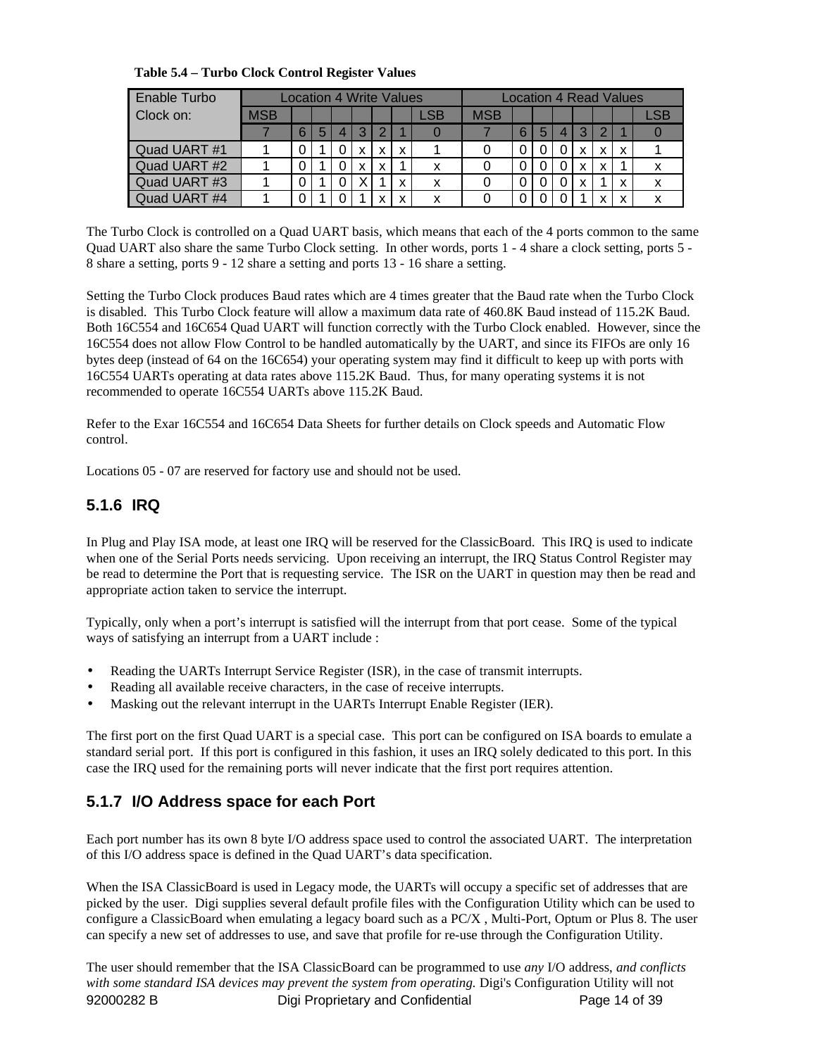**Table 5.4 – Turbo Clock Control Register Values**

| Enable Turbo Clock on: | Location 4 Write Values | | | | | | | | Location 4 Read Values | | | | | | | |
|---|---|---|---|---|---|---|---|---|---|---|---|---|---|---|---|---|
| | MSB | | | | | | | LSB | MSB | | | | | | | LSB |
| | 7 | 6 | 5 | 4 | 3 | 2 | 1 | 0 | 7 | 6 | 5 | 4 | 3 | 2 | 1 | 0 |
| Quad UART #1 | 1 | 0 | 1 | 0 | x | x | x | 1 | 0 | 0 | 0 | 0 | x | x | x | 1 |
| Quad UART #2 | 1 | 0 | 1 | 0 | x | x | 1 | x | 0 | 0 | 0 | 0 | x | x | 1 | x |
| Quad UART #3 | 1 | 0 | 1 | 0 | X | 1 | x | x | 0 | 0 | 0 | 0 | x | 1 | x | x |
| Quad UART #4 | 1 | 0 | 1 | 0 | 1 | x | x | x | 0 | 0 | 0 | 0 | 1 | x | x | x |

The Turbo Clock is controlled on a Quad UART basis, which means that each of the 4 ports common to the same Quad UART also share the same Turbo Clock setting. In other words, ports 1 - 4 share a clock setting, ports 5 - 8 share a setting, ports 9 - 12 share a setting and ports 13 - 16 share a setting.

Setting the Turbo Clock produces Baud rates which are 4 times greater that the Baud rate when the Turbo Clock is disabled. This Turbo Clock feature will allow a maximum data rate of 460.8K Baud instead of 115.2K Baud. Both 16C554 and 16C654 Quad UART will function correctly with the Turbo Clock enabled. However, since the 16C554 does not allow Flow Control to be handled automatically by the UART, and since its FIFOs are only 16 bytes deep (instead of 64 on the 16C654) your operating system may find it difficult to keep up with ports with 16C554 UARTs operating at data rates above 115.2K Baud. Thus, for many operating systems it is not recommended to operate 16C554 UARTs above 115.2K Baud.

Refer to the Exar 16C554 and 16C654 Data Sheets for further details on Clock speeds and Automatic Flow control.

Locations 05 - 07 are reserved for factory use and should not be used.

### 5.1.6 IRQ

In Plug and Play ISA mode, at least one IRQ will be reserved for the ClassicBoard. This IRQ is used to indicate when one of the Serial Ports needs servicing. Upon receiving an interrupt, the IRQ Status Control Register may be read to determine the Port that is requesting service. The ISR on the UART in question may then be read and appropriate action taken to service the interrupt.

Typically, only when a port's interrupt is satisfied will the interrupt from that port cease. Some of the typical ways of satisfying an interrupt from a UART include :

- Reading the UARTs Interrupt Service Register (ISR), in the case of transmit interrupts.
- Reading all available receive characters, in the case of receive interrupts.
- Masking out the relevant interrupt in the UARTs Interrupt Enable Register (IER).

The first port on the first Quad UART is a special case. This port can be configured on ISA boards to emulate a standard serial port. If this port is configured in this fashion, it uses an IRQ solely dedicated to this port. In this case the IRQ used for the remaining ports will never indicate that the first port requires attention.

### 5.1.7 I/O Address space for each Port

Each port number has its own 8 byte I/O address space used to control the associated UART. The interpretation of this I/O address space is defined in the Quad UART's data specification.

When the ISA ClassicBoard is used in Legacy mode, the UARTs will occupy a specific set of addresses that are picked by the user. Digi supplies several default profile files with the Configuration Utility which can be used to configure a ClassicBoard when emulating a legacy board such as a PC/X , Multi-Port, Optum or Plus 8. The user can specify a new set of addresses to use, and save that profile for re-use through the Configuration Utility.

The user should remember that the ISA ClassicBoard can be programmed to use *any* I/O address, *and conflicts with some standard ISA devices may prevent the system from operating.* Digi's Configuration Utility will not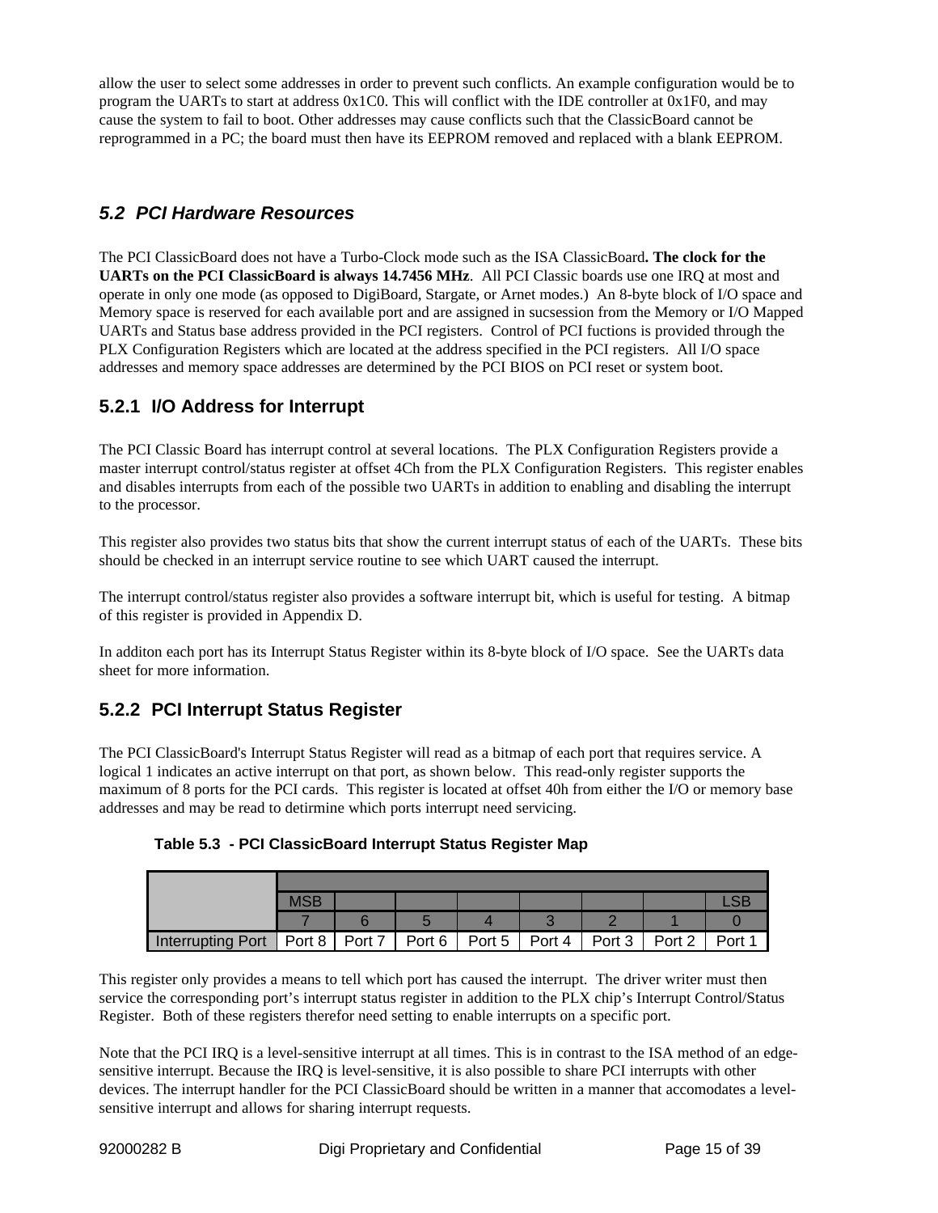allow the user to select some addresses in order to prevent such conflicts. An example configuration would be to program the UARTs to start at address 0x1C0. This will conflict with the IDE controller at 0x1F0, and may cause the system to fail to boot. Other addresses may cause conflicts such that the ClassicBoard cannot be reprogrammed in a PC; the board must then have its EEPROM removed and replaced with a blank EEPROM.

## *5.2 PCI Hardware Resources*

The PCI ClassicBoard does not have a Turbo-Clock mode such as the ISA ClassicBoard**. The clock for the UARTs on the PCI ClassicBoard is always 14.7456 MHz**. All PCI Classic boards use one IRQ at most and operate in only one mode (as opposed to DigiBoard, Stargate, or Arnet modes.) An 8-byte block of I/O space and Memory space is reserved for each available port and are assigned in sucsession from the Memory or I/O Mapped UARTs and Status base address provided in the PCI registers. Control of PCI fuctions is provided through the PLX Configuration Registers which are located at the address specified in the PCI registers. All I/O space addresses and memory space addresses are determined by the PCI BIOS on PCI reset or system boot.

### 5.2.1 I/O Address for Interrupt

The PCI Classic Board has interrupt control at several locations. The PLX Configuration Registers provide a master interrupt control/status register at offset 4Ch from the PLX Configuration Registers. This register enables and disables interrupts from each of the possible two UARTs in addition to enabling and disabling the interrupt to the processor.

This register also provides two status bits that show the current interrupt status of each of the UARTs. These bits should be checked in an interrupt service routine to see which UART caused the interrupt.

The interrupt control/status register also provides a software interrupt bit, which is useful for testing. A bitmap of this register is provided in Appendix D.

In additon each port has its Interrupt Status Register within its 8-byte block of I/O space. See the UARTs data sheet for more information.

### 5.2.2 PCI Interrupt Status Register

The PCI ClassicBoard's Interrupt Status Register will read as a bitmap of each port that requires service. A logical 1 indicates an active interrupt on that port, as shown below. This read-only register supports the maximum of 8 ports for the PCI cards. This register is located at offset 40h from either the I/O or memory base addresses and may be read to detirmine which ports interrupt need servicing.

**Table 5.3 - PCI ClassicBoard Interrupt Status Register Map**

| | MSB | | | | | | | LSB |
|---|---|---|---|---|---|---|---|---|
| | 7 | 6 | 5 | 4 | 3 | 2 | 1 | 0 |
| Interrupting Port | Port 8 | Port 7 | Port 6 | Port 5 | Port 4 | Port 3 | Port 2 | Port 1 |

This register only provides a means to tell which port has caused the interrupt. The driver writer must then service the corresponding port's interrupt status register in addition to the PLX chip's Interrupt Control/Status Register. Both of these registers therefor need setting to enable interrupts on a specific port.

Note that the PCI IRQ is a level-sensitive interrupt at all times. This is in contrast to the ISA method of an edge-sensitive interrupt. Because the IRQ is level-sensitive, it is also possible to share PCI interrupts with other devices. The interrupt handler for the PCI ClassicBoard should be written in a manner that accomodates a level-sensitive interrupt and allows for sharing interrupt requests.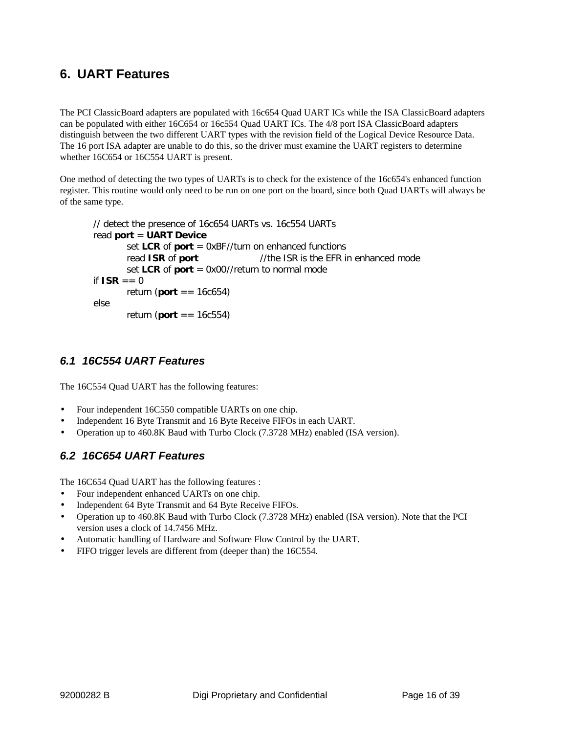# 6. UART Features

The PCI ClassicBoard adapters are populated with 16c654 Quad UART ICs while the ISA ClassicBoard adapters can be populated with either 16C654 or 16c554 Quad UART ICs. The 4/8 port ISA ClassicBoard adapters distinguish between the two different UART types with the revision field of the Logical Device Resource Data. The 16 port ISA adapter are unable to do this, so the driver must examine the UART registers to determine whether 16C654 or 16C554 UART is present.

One method of detecting the two types of UARTs is to check for the existence of the 16c654's enhanced function register. This routine would only need to be run on one port on the board, since both Quad UARTs will always be of the same type.

```
// detect the presence of 16c654 UARTs vs. 16c554 UARTs
read port = UART Device
        set LCR of port = 0xBF//turn on enhanced functions
        read ISR of port                //the ISR is the EFR in enhanced mode
        set LCR of port = 0x00//return to normal mode
if ISR == 0
        return (port == 16c654)
else
        return (port == 16c554)
```

## *6.1 16C554 UART Features*

The 16C554 Quad UART has the following features:

- Four independent 16C550 compatible UARTs on one chip.
- Independent 16 Byte Transmit and 16 Byte Receive FIFOs in each UART.
- Operation up to 460.8K Baud with Turbo Clock (7.3728 MHz) enabled (ISA version).

## *6.2 16C654 UART Features*

The 16C654 Quad UART has the following features :

- Four independent enhanced UARTs on one chip.
- Independent 64 Byte Transmit and 64 Byte Receive FIFOs.
- Operation up to 460.8K Baud with Turbo Clock (7.3728 MHz) enabled (ISA version). Note that the PCI version uses a clock of 14.7456 MHz.
- Automatic handling of Hardware and Software Flow Control by the UART.
- FIFO trigger levels are different from (deeper than) the 16C554.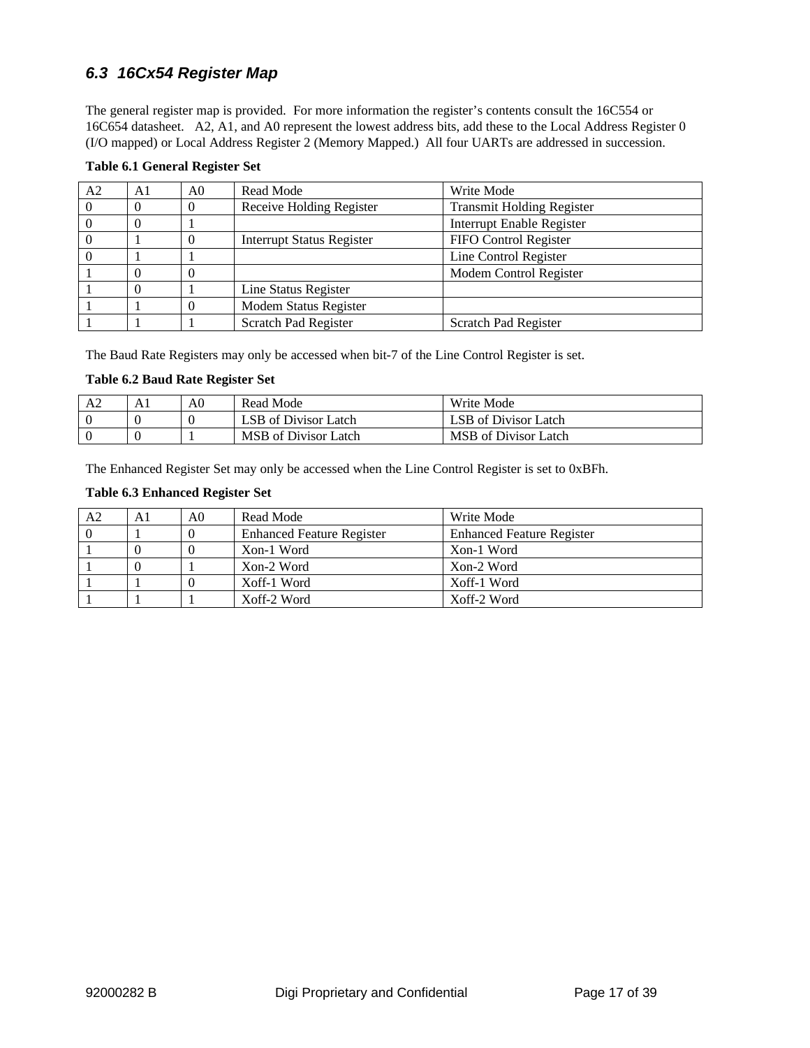## 6.3 16Cx54 Register Map

The general register map is provided. For more information the register's contents consult the 16C554 or 16C654 datasheet. A2, A1, and A0 represent the lowest address bits, add these to the Local Address Register 0 (I/O mapped) or Local Address Register 2 (Memory Mapped.) All four UARTs are addressed in succession.

**Table 6.1 General Register Set**

| A2 | A1 | A0 | Read Mode | Write Mode |
|---|---|---|---|---|
| 0 | 0 | 0 | Receive Holding Register | Transmit Holding Register |
| 0 | 0 | 1 | | Interrupt Enable Register |
| 0 | 1 | 0 | Interrupt Status Register | FIFO Control Register |
| 0 | 1 | 1 | | Line Control Register |
| 1 | 0 | 0 | | Modem Control Register |
| 1 | 0 | 1 | Line Status Register | |
| 1 | 1 | 0 | Modem Status Register | |
| 1 | 1 | 1 | Scratch Pad Register | Scratch Pad Register |

The Baud Rate Registers may only be accessed when bit-7 of the Line Control Register is set.

**Table 6.2 Baud Rate Register Set**

| A2 | A1 | A0 | Read Mode | Write Mode |
|---|---|---|---|---|
| 0 | 0 | 0 | LSB of Divisor Latch | LSB of Divisor Latch |
| 0 | 0 | 1 | MSB of Divisor Latch | MSB of Divisor Latch |

The Enhanced Register Set may only be accessed when the Line Control Register is set to 0xBFh.

**Table 6.3 Enhanced Register Set**

| A2 | A1 | A0 | Read Mode | Write Mode |
|---|---|---|---|---|
| 0 | 1 | 0 | Enhanced Feature Register | Enhanced Feature Register |
| 1 | 0 | 0 | Xon-1 Word | Xon-1 Word |
| 1 | 0 | 1 | Xon-2 Word | Xon-2 Word |
| 1 | 1 | 0 | Xoff-1 Word | Xoff-1 Word |
| 1 | 1 | 1 | Xoff-2 Word | Xoff-2 Word |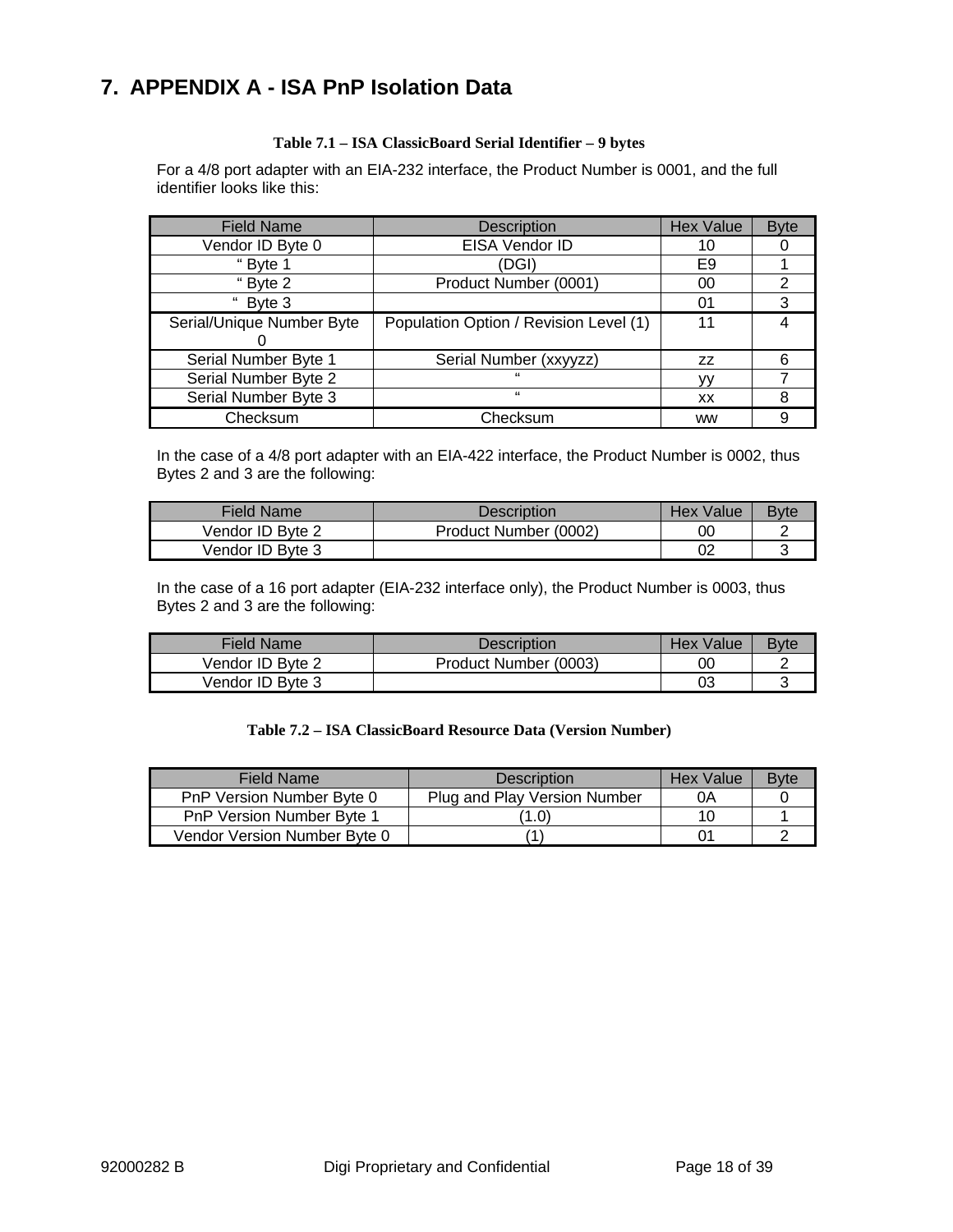# 7. APPENDIX A - ISA PnP Isolation Data

**Table 7.1 – ISA ClassicBoard Serial Identifier – 9 bytes**

For a 4/8 port adapter with an EIA-232 interface, the Product Number is 0001, and the full identifier looks like this:

| Field Name | Description | Hex Value | Byte |
|---|---|---|---|
| Vendor ID Byte 0 | EISA Vendor ID | 10 | 0 |
| “ Byte 1 | (DGI) | E9 | 1 |
| “ Byte 2 | Product Number (0001) | 00 | 2 |
| “ Byte 3 | | 01 | 3 |
| Serial/Unique Number Byte 0 | Population Option / Revision Level (1) | 11 | 4 |
| Serial Number Byte 1 | Serial Number (xxyyzz) | zz | 6 |
| Serial Number Byte 2 | “ | yy | 7 |
| Serial Number Byte 3 | “ | xx | 8 |
| Checksum | Checksum | ww | 9 |

In the case of a 4/8 port adapter with an EIA-422 interface, the Product Number is 0002, thus Bytes 2 and 3 are the following:

| Field Name | Description | Hex Value | Byte |
|---|---|---|---|
| Vendor ID Byte 2 | Product Number (0002) | 00 | 2 |
| Vendor ID Byte 3 | | 02 | 3 |

In the case of a 16 port adapter (EIA-232 interface only), the Product Number is 0003, thus Bytes 2 and 3 are the following:

| Field Name | Description | Hex Value | Byte |
|---|---|---|---|
| Vendor ID Byte 2 | Product Number (0003) | 00 | 2 |
| Vendor ID Byte 3 | | 03 | 3 |

**Table 7.2 – ISA ClassicBoard Resource Data (Version Number)**

| Field Name | Description | Hex Value | Byte |
|---|---|---|---|
| PnP Version Number Byte 0 | Plug and Play Version Number | 0A | 0 |
| PnP Version Number Byte 1 | (1.0) | 10 | 1 |
| Vendor Version Number Byte 0 | (1) | 01 | 2 |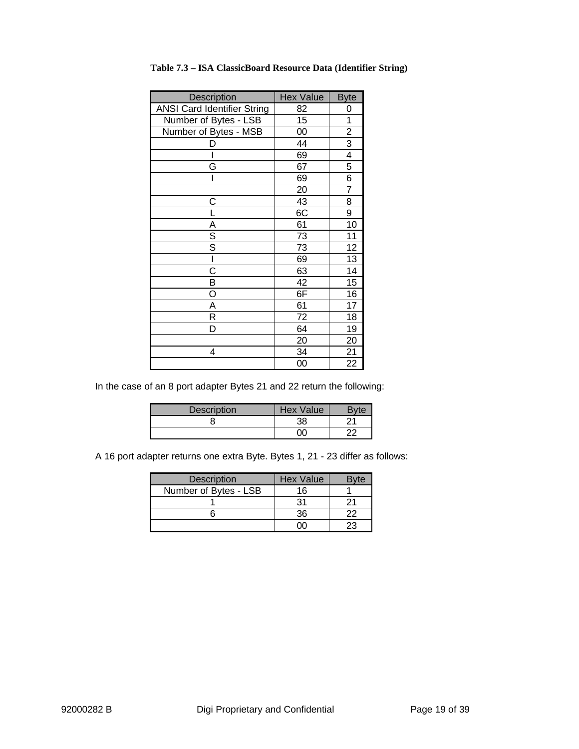**Table 7.3 – ISA ClassicBoard Resource Data (Identifier String)**

| Description | Hex Value | Byte |
|---|---|---|
| ANSI Card Identifier String | 82 | 0 |
| Number of Bytes - LSB | 15 | 1 |
| Number of Bytes - MSB | 00 | 2 |
| D | 44 | 3 |
| I | 69 | 4 |
| G | 67 | 5 |
| I | 69 | 6 |
| | 20 | 7 |
| C | 43 | 8 |
| L | 6C | 9 |
| A | 61 | 10 |
| S | 73 | 11 |
| S | 73 | 12 |
| I | 69 | 13 |
| C | 63 | 14 |
| B | 42 | 15 |
| O | 6F | 16 |
| A | 61 | 17 |
| R | 72 | 18 |
| D | 64 | 19 |
| | 20 | 20 |
| 4 | 34 | 21 |
| | 00 | 22 |

In the case of an 8 port adapter Bytes 21 and 22 return the following:

| Description | Hex Value | Byte |
|---|---|---|
| 8 | 38 | 21 |
| | 00 | 22 |

A 16 port adapter returns one extra Byte. Bytes 1, 21 - 23 differ as follows:

| Description | Hex Value | Byte |
|---|---|---|
| Number of Bytes - LSB | 16 | 1 |
| 1 | 31 | 21 |
| 6 | 36 | 22 |
| | 00 | 23 |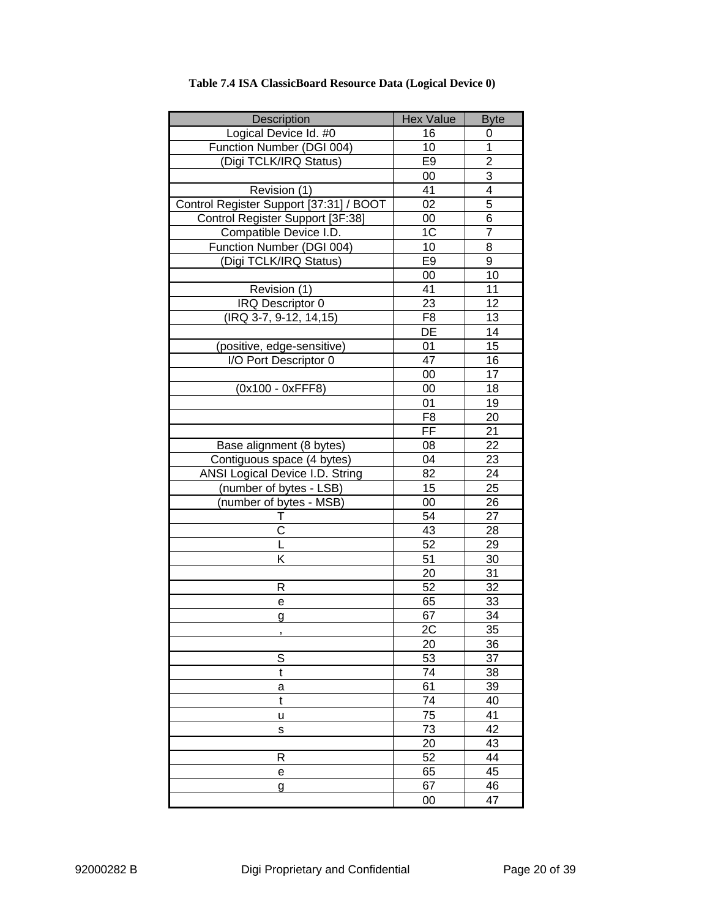**Table 7.4 ISA ClassicBoard Resource Data (Logical Device 0)**

| Description | Hex Value | Byte |
|---|---|---|
| Logical Device Id. #0 | 16 | 0 |
| Function Number (DGI 004) | 10 | 1 |
| (Digi TCLK/IRQ Status) | E9 | 2 |
| | 00 | 3 |
| Revision (1) | 41 | 4 |
| Control Register Support [37:31] / BOOT | 02 | 5 |
| Control Register Support [3F:38] | 00 | 6 |
| Compatible Device I.D. | 1C | 7 |
| Function Number (DGI 004) | 10 | 8 |
| (Digi TCLK/IRQ Status) | E9 | 9 |
| | 00 | 10 |
| Revision (1) | 41 | 11 |
| IRQ Descriptor 0 | 23 | 12 |
| (IRQ 3-7, 9-12, 14,15) | F8 | 13 |
| | DE | 14 |
| (positive, edge-sensitive) | 01 | 15 |
| I/O Port Descriptor 0 | 47 | 16 |
| | 00 | 17 |
| (0x100 - 0xFFF8) | 00 | 18 |
| | 01 | 19 |
| | F8 | 20 |
| | FF | 21 |
| Base alignment (8 bytes) | 08 | 22 |
| Contiguous space (4 bytes) | 04 | 23 |
| ANSI Logical Device I.D. String | 82 | 24 |
| (number of bytes - LSB) | 15 | 25 |
| (number of bytes - MSB) | 00 | 26 |
| T | 54 | 27 |
| C | 43 | 28 |
| L | 52 | 29 |
| K | 51 | 30 |
| | 20 | 31 |
| R | 52 | 32 |
| e | 65 | 33 |
| g | 67 | 34 |
| , | 2C | 35 |
| | 20 | 36 |
| S | 53 | 37 |
| t | 74 | 38 |
| a | 61 | 39 |
| t | 74 | 40 |
| u | 75 | 41 |
| s | 73 | 42 |
| | 20 | 43 |
| R | 52 | 44 |
| e | 65 | 45 |
| g | 67 | 46 |
| | 00 | 47 |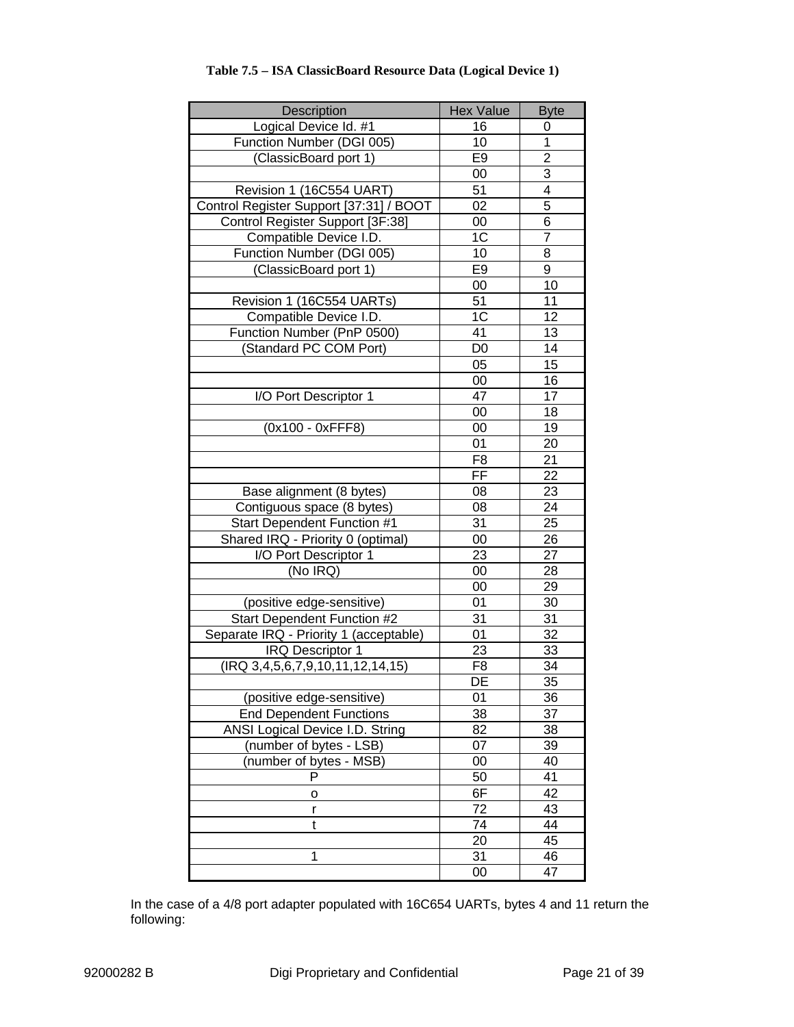**Table 7.5 – ISA ClassicBoard Resource Data (Logical Device 1)**

| Description | Hex Value | Byte |
|---|---|---|
| Logical Device Id. #1 | 16 | 0 |
| Function Number (DGI 005) | 10 | 1 |
| (ClassicBoard port 1) | E9 | 2 |
| | 00 | 3 |
| Revision 1 (16C554 UART) | 51 | 4 |
| Control Register Support [37:31] / BOOT | 02 | 5 |
| Control Register Support [3F:38] | 00 | 6 |
| Compatible Device I.D. | 1C | 7 |
| Function Number (DGI 005) | 10 | 8 |
| (ClassicBoard port 1) | E9 | 9 |
| | 00 | 10 |
| Revision 1 (16C554 UARTs) | 51 | 11 |
| Compatible Device I.D. | 1C | 12 |
| Function Number (PnP 0500) | 41 | 13 |
| (Standard PC COM Port) | D0 | 14 |
| | 05 | 15 |
| | 00 | 16 |
| I/O Port Descriptor 1 | 47 | 17 |
| | 00 | 18 |
| (0x100 - 0xFFF8) | 00 | 19 |
| | 01 | 20 |
| | F8 | 21 |
| | FF | 22 |
| Base alignment (8 bytes) | 08 | 23 |
| Contiguous space (8 bytes) | 08 | 24 |
| Start Dependent Function #1 | 31 | 25 |
| Shared IRQ - Priority 0 (optimal) | 00 | 26 |
| I/O Port Descriptor 1 | 23 | 27 |
| (No IRQ) | 00 | 28 |
| | 00 | 29 |
| (positive edge-sensitive) | 01 | 30 |
| Start Dependent Function #2 | 31 | 31 |
| Separate IRQ - Priority 1 (acceptable) | 01 | 32 |
| IRQ Descriptor 1 | 23 | 33 |
| (IRQ 3,4,5,6,7,9,10,11,12,14,15) | F8 | 34 |
| | DE | 35 |
| (positive edge-sensitive) | 01 | 36 |
| End Dependent Functions | 38 | 37 |
| ANSI Logical Device I.D. String | 82 | 38 |
| (number of bytes - LSB) | 07 | 39 |
| (number of bytes - MSB) | 00 | 40 |
| P | 50 | 41 |
| o | 6F | 42 |
| r | 72 | 43 |
| t | 74 | 44 |
| | 20 | 45 |
| 1 | 31 | 46 |
| | 00 | 47 |

In the case of a 4/8 port adapter populated with 16C654 UARTs, bytes 4 and 11 return the following: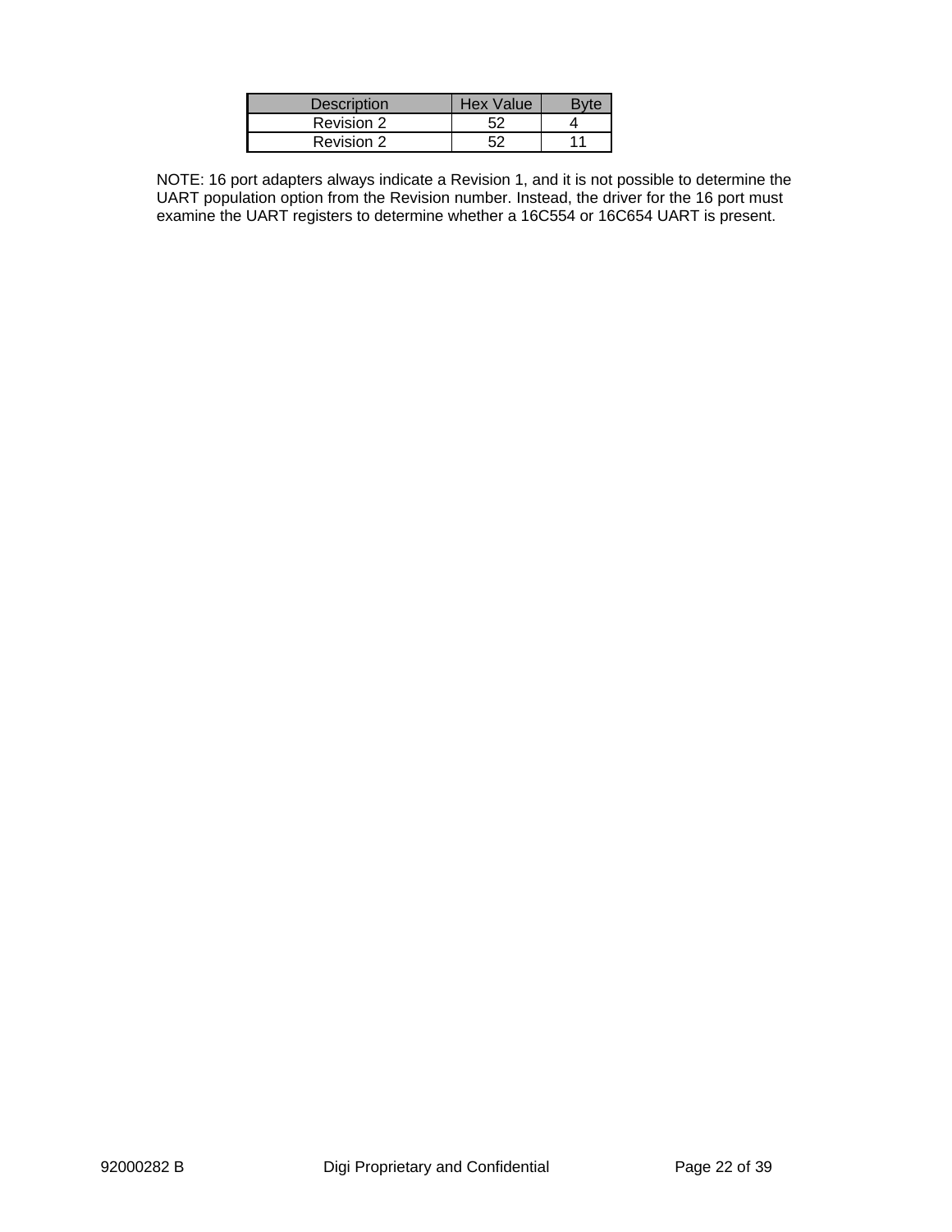| Description | Hex Value | Byte |
|---|---|---|
| Revision 2 | 52 | 4 |
| Revision 2 | 52 | 11 |

NOTE: 16 port adapters always indicate a Revision 1, and it is not possible to determine the UART population option from the Revision number. Instead, the driver for the 16 port must examine the UART registers to determine whether a 16C554 or 16C654 UART is present.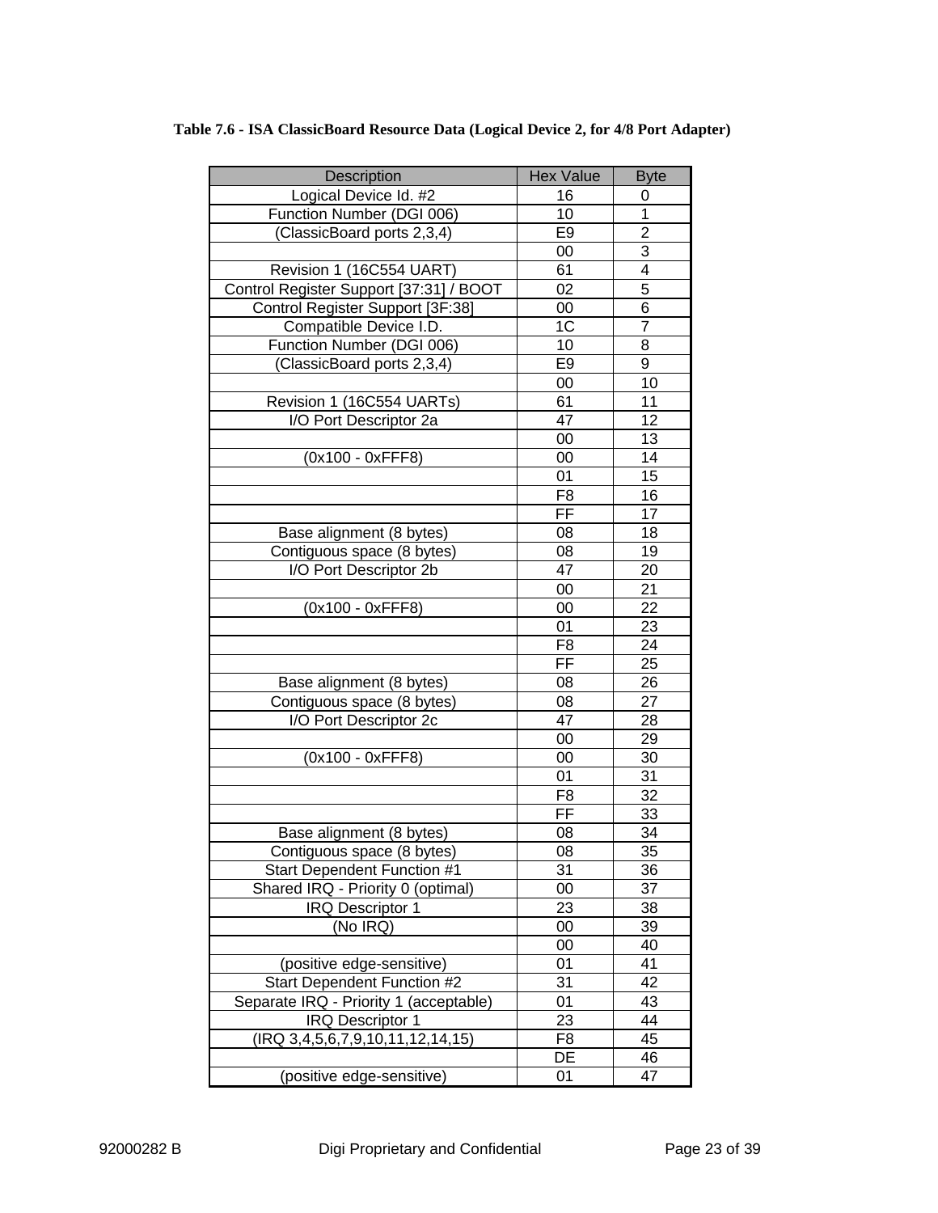**Table 7.6 - ISA ClassicBoard Resource Data (Logical Device 2, for 4/8 Port Adapter)**

| Description | Hex Value | Byte |
|---|---|---|
| Logical Device Id. #2 | 16 | 0 |
| Function Number (DGI 006) | 10 | 1 |
| (ClassicBoard ports 2,3,4) | E9 | 2 |
| | 00 | 3 |
| Revision 1 (16C554 UART) | 61 | 4 |
| Control Register Support [37:31] / BOOT | 02 | 5 |
| Control Register Support [3F:38] | 00 | 6 |
| Compatible Device I.D. | 1C | 7 |
| Function Number (DGI 006) | 10 | 8 |
| (ClassicBoard ports 2,3,4) | E9 | 9 |
| | 00 | 10 |
| Revision 1 (16C554 UARTs) | 61 | 11 |
| I/O Port Descriptor 2a | 47 | 12 |
| | 00 | 13 |
| (0x100 - 0xFFF8) | 00 | 14 |
| | 01 | 15 |
| | F8 | 16 |
| | FF | 17 |
| Base alignment (8 bytes) | 08 | 18 |
| Contiguous space (8 bytes) | 08 | 19 |
| I/O Port Descriptor 2b | 47 | 20 |
| | 00 | 21 |
| (0x100 - 0xFFF8) | 00 | 22 |
| | 01 | 23 |
| | F8 | 24 |
| | FF | 25 |
| Base alignment (8 bytes) | 08 | 26 |
| Contiguous space (8 bytes) | 08 | 27 |
| I/O Port Descriptor 2c | 47 | 28 |
| | 00 | 29 |
| (0x100 - 0xFFF8) | 00 | 30 |
| | 01 | 31 |
| | F8 | 32 |
| | FF | 33 |
| Base alignment (8 bytes) | 08 | 34 |
| Contiguous space (8 bytes) | 08 | 35 |
| Start Dependent Function #1 | 31 | 36 |
| Shared IRQ - Priority 0 (optimal) | 00 | 37 |
| IRQ Descriptor 1 | 23 | 38 |
| (No IRQ) | 00 | 39 |
| | 00 | 40 |
| (positive edge-sensitive) | 01 | 41 |
| Start Dependent Function #2 | 31 | 42 |
| Separate IRQ - Priority 1 (acceptable) | 01 | 43 |
| IRQ Descriptor 1 | 23 | 44 |
| (IRQ 3,4,5,6,7,9,10,11,12,14,15) | F8 | 45 |
| | DE | 46 |
| (positive edge-sensitive) | 01 | 47 |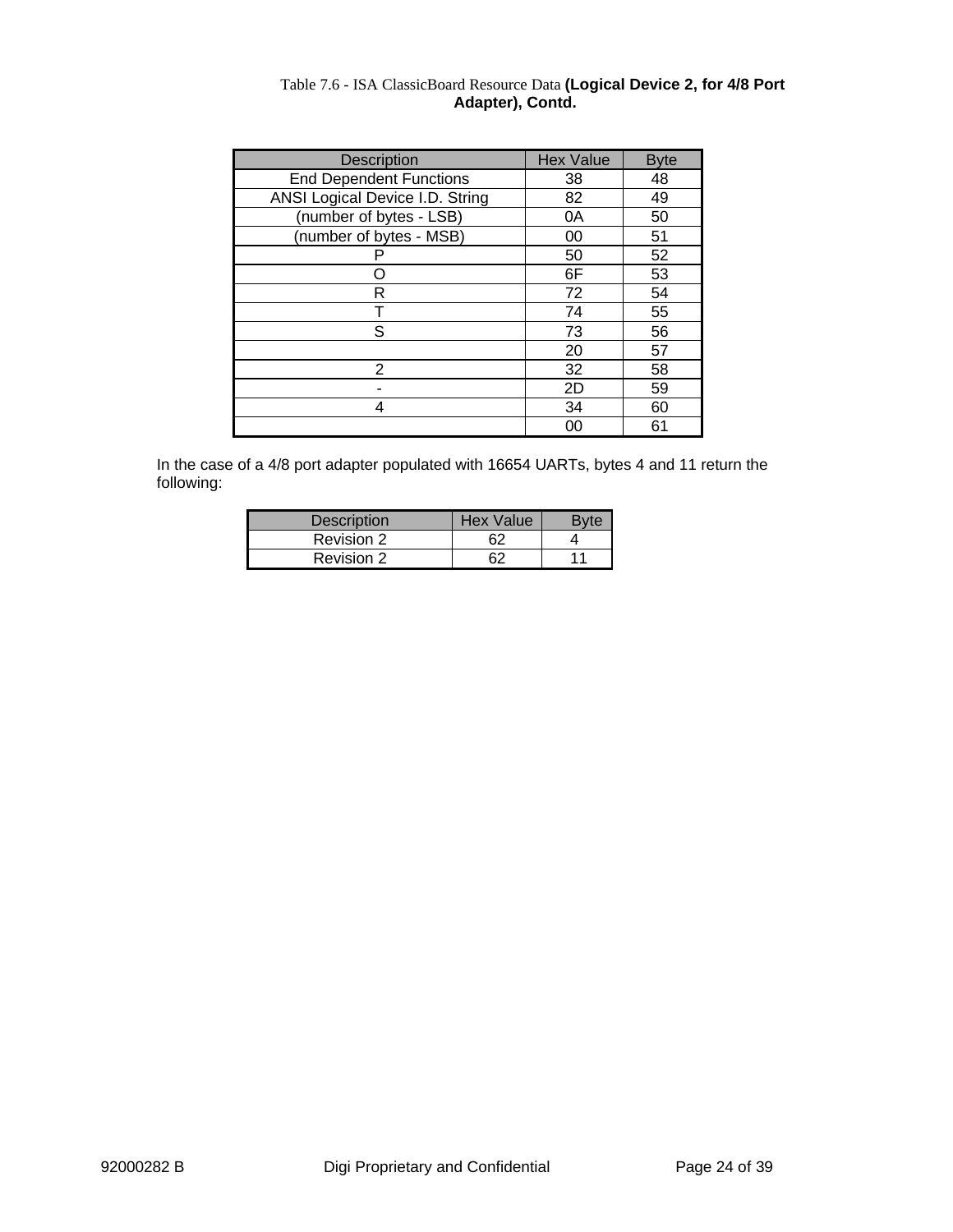Table 7.6 - ISA ClassicBoard Resource Data **(Logical Device 2, for 4/8 Port Adapter), Contd.**

| Description | Hex Value | Byte |
|---|---|---|
| End Dependent Functions | 38 | 48 |
| ANSI Logical Device I.D. String | 82 | 49 |
| (number of bytes - LSB) | 0A | 50 |
| (number of bytes - MSB) | 00 | 51 |
| P | 50 | 52 |
| O | 6F | 53 |
| R | 72 | 54 |
| T | 74 | 55 |
| S | 73 | 56 |
| | 20 | 57 |
| 2 | 32 | 58 |
| - | 2D | 59 |
| 4 | 34 | 60 |
| | 00 | 61 |

In the case of a 4/8 port adapter populated with 16654 UARTs, bytes 4 and 11 return the following:

| Description | Hex Value | Byte |
|---|---|---|
| Revision 2 | 62 | 4 |
| Revision 2 | 62 | 11 |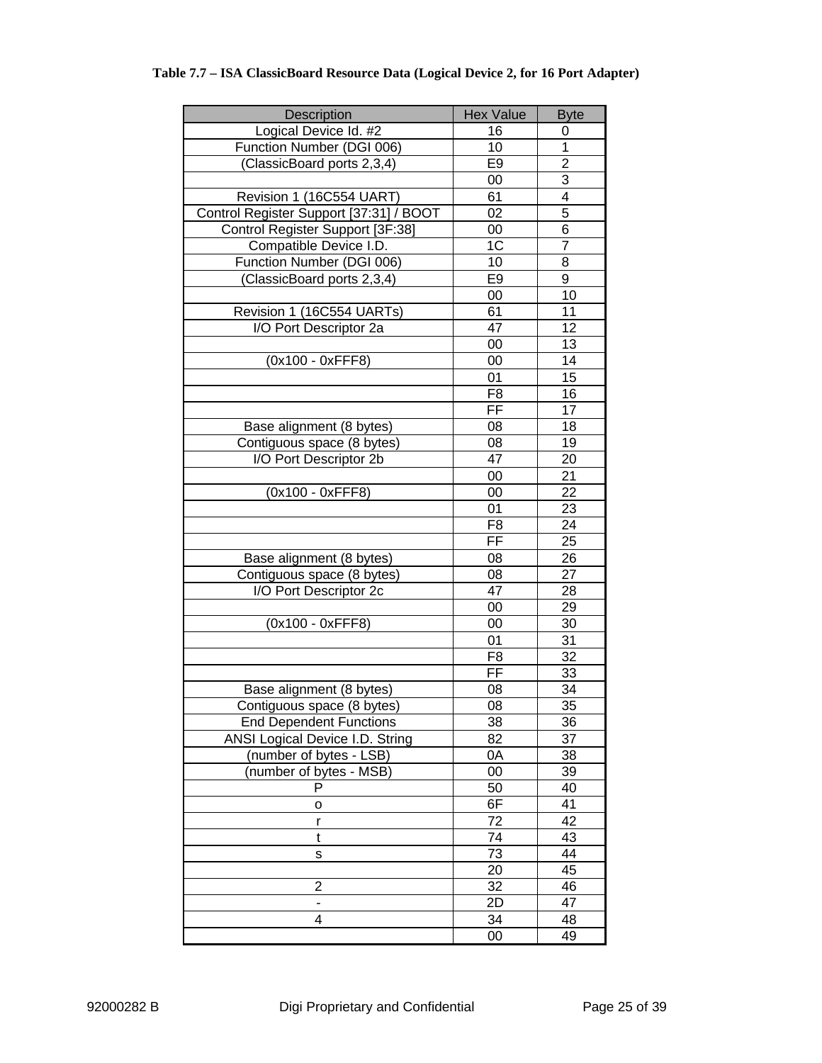**Table 7.7 – ISA ClassicBoard Resource Data (Logical Device 2, for 16 Port Adapter)**

| Description | Hex Value | Byte |
|---|---|---|
| Logical Device Id. #2 | 16 | 0 |
| Function Number (DGI 006) | 10 | 1 |
| (ClassicBoard ports 2,3,4) | E9 | 2 |
| | 00 | 3 |
| Revision 1 (16C554 UART) | 61 | 4 |
| Control Register Support [37:31] / BOOT | 02 | 5 |
| Control Register Support [3F:38] | 00 | 6 |
| Compatible Device I.D. | 1C | 7 |
| Function Number (DGI 006) | 10 | 8 |
| (ClassicBoard ports 2,3,4) | E9 | 9 |
| | 00 | 10 |
| Revision 1 (16C554 UARTs) | 61 | 11 |
| I/O Port Descriptor 2a | 47 | 12 |
| | 00 | 13 |
| (0x100 - 0xFFF8) | 00 | 14 |
| | 01 | 15 |
| | F8 | 16 |
| | FF | 17 |
| Base alignment (8 bytes) | 08 | 18 |
| Contiguous space (8 bytes) | 08 | 19 |
| I/O Port Descriptor 2b | 47 | 20 |
| | 00 | 21 |
| (0x100 - 0xFFF8) | 00 | 22 |
| | 01 | 23 |
| | F8 | 24 |
| | FF | 25 |
| Base alignment (8 bytes) | 08 | 26 |
| Contiguous space (8 bytes) | 08 | 27 |
| I/O Port Descriptor 2c | 47 | 28 |
| | 00 | 29 |
| (0x100 - 0xFFF8) | 00 | 30 |
| | 01 | 31 |
| | F8 | 32 |
| | FF | 33 |
| Base alignment (8 bytes) | 08 | 34 |
| Contiguous space (8 bytes) | 08 | 35 |
| End Dependent Functions | 38 | 36 |
| ANSI Logical Device I.D. String | 82 | 37 |
| (number of bytes - LSB) | 0A | 38 |
| (number of bytes - MSB) | 00 | 39 |
| P | 50 | 40 |
| o | 6F | 41 |
| r | 72 | 42 |
| t | 74 | 43 |
| s | 73 | 44 |
| | 20 | 45 |
| 2 | 32 | 46 |
| - | 2D | 47 |
| 4 | 34 | 48 |
| | 00 | 49 |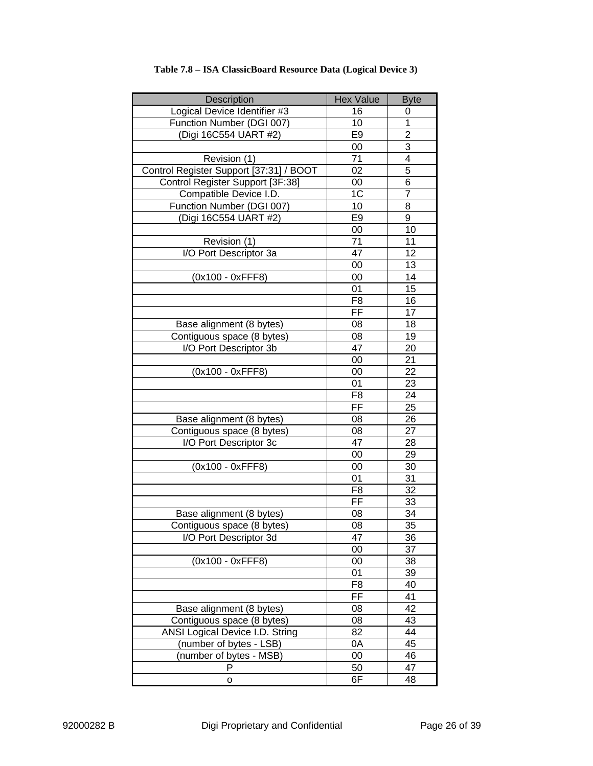**Table 7.8 – ISA ClassicBoard Resource Data (Logical Device 3)**

| Description | Hex Value | Byte |
|---|---|---|
| Logical Device Identifier #3 | 16 | 0 |
| Function Number (DGI 007) | 10 | 1 |
| (Digi 16C554 UART #2) | E9 | 2 |
| | 00 | 3 |
| Revision (1) | 71 | 4 |
| Control Register Support [37:31] / BOOT | 02 | 5 |
| Control Register Support [3F:38] | 00 | 6 |
| Compatible Device I.D. | 1C | 7 |
| Function Number (DGI 007) | 10 | 8 |
| (Digi 16C554 UART #2) | E9 | 9 |
| | 00 | 10 |
| Revision (1) | 71 | 11 |
| I/O Port Descriptor 3a | 47 | 12 |
| | 00 | 13 |
| (0x100 - 0xFFF8) | 00 | 14 |
| | 01 | 15 |
| | F8 | 16 |
| | FF | 17 |
| Base alignment (8 bytes) | 08 | 18 |
| Contiguous space (8 bytes) | 08 | 19 |
| I/O Port Descriptor 3b | 47 | 20 |
| | 00 | 21 |
| (0x100 - 0xFFF8) | 00 | 22 |
| | 01 | 23 |
| | F8 | 24 |
| | FF | 25 |
| Base alignment (8 bytes) | 08 | 26 |
| Contiguous space (8 bytes) | 08 | 27 |
| I/O Port Descriptor 3c | 47 | 28 |
| | 00 | 29 |
| (0x100 - 0xFFF8) | 00 | 30 |
| | 01 | 31 |
| | F8 | 32 |
| | FF | 33 |
| Base alignment (8 bytes) | 08 | 34 |
| Contiguous space (8 bytes) | 08 | 35 |
| I/O Port Descriptor 3d | 47 | 36 |
| | 00 | 37 |
| (0x100 - 0xFFF8) | 00 | 38 |
| | 01 | 39 |
| | F8 | 40 |
| | FF | 41 |
| Base alignment (8 bytes) | 08 | 42 |
| Contiguous space (8 bytes) | 08 | 43 |
| ANSI Logical Device I.D. String | 82 | 44 |
| (number of bytes - LSB) | 0A | 45 |
| (number of bytes - MSB) | 00 | 46 |
| P | 50 | 47 |
| o | 6F | 48 |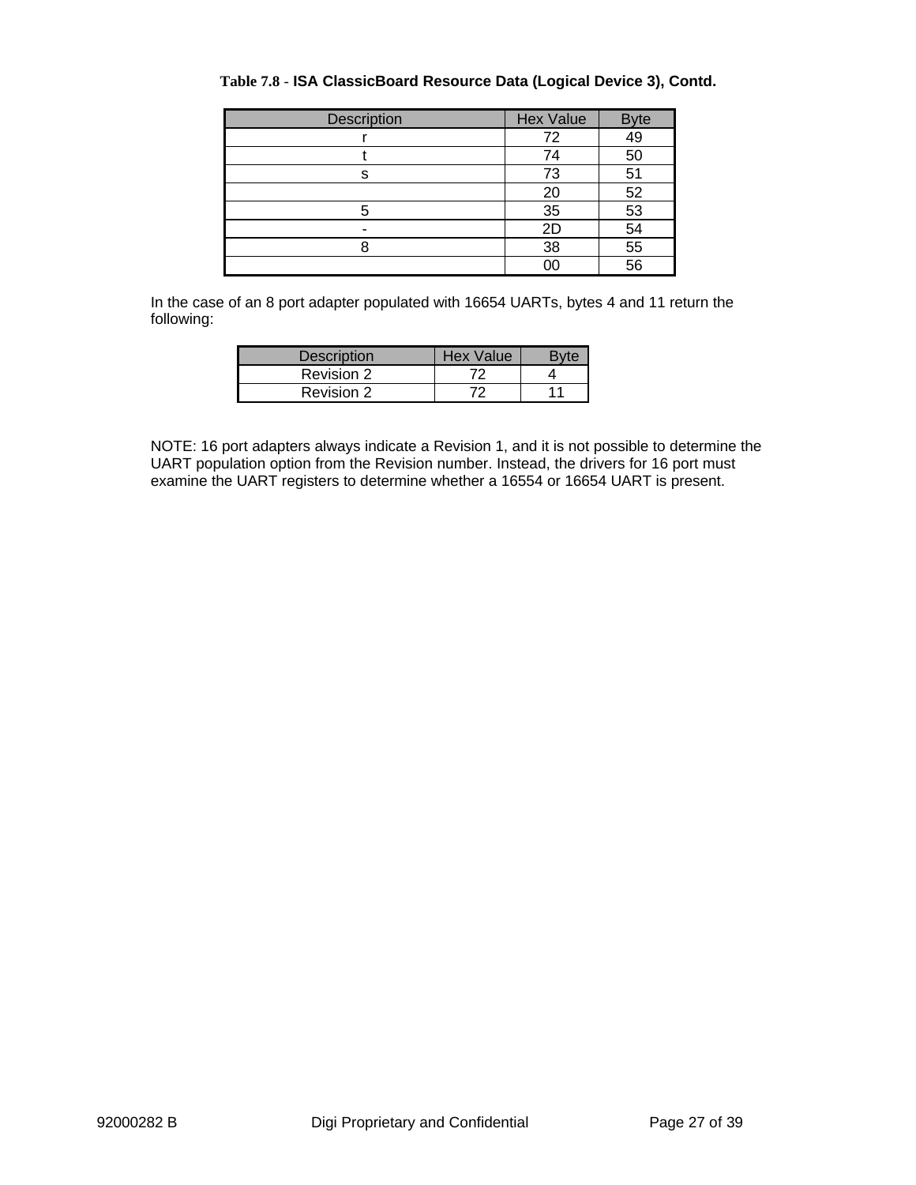**Table 7.8 - ISA ClassicBoard Resource Data (Logical Device 3), Contd.**

| Description | Hex Value | Byte |
|---|---|---|
| r | 72 | 49 |
| t | 74 | 50 |
| s | 73 | 51 |
| | 20 | 52 |
| 5 | 35 | 53 |
| - | 2D | 54 |
| 8 | 38 | 55 |
| | 00 | 56 |

In the case of an 8 port adapter populated with 16654 UARTs, bytes 4 and 11 return the following:

| Description | Hex Value | Byte |
|---|---|---|
| Revision 2 | 72 | 4 |
| Revision 2 | 72 | 11 |

NOTE: 16 port adapters always indicate a Revision 1, and it is not possible to determine the UART population option from the Revision number. Instead, the drivers for 16 port must examine the UART registers to determine whether a 16554 or 16654 UART is present.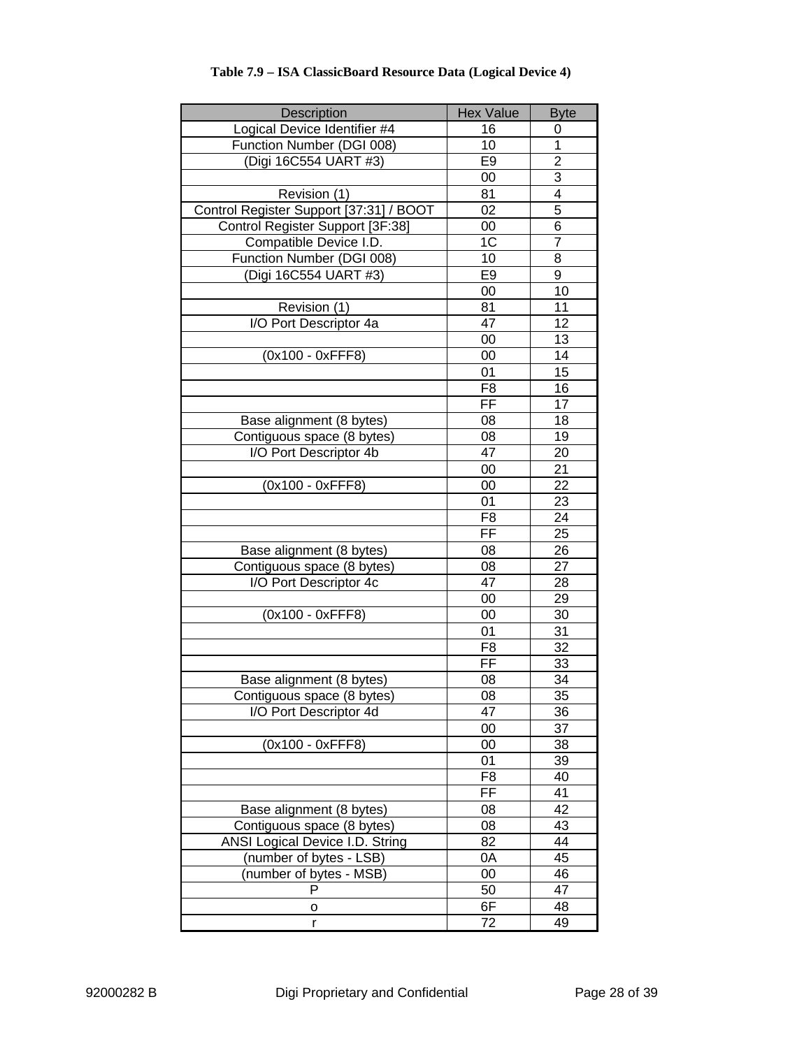**Table 7.9 – ISA ClassicBoard Resource Data (Logical Device 4)**

| Description | Hex Value | Byte |
|---|---|---|
| Logical Device Identifier #4 | 16 | 0 |
| Function Number (DGI 008) | 10 | 1 |
| (Digi 16C554 UART #3) | E9 | 2 |
| | 00 | 3 |
| Revision (1) | 81 | 4 |
| Control Register Support [37:31] / BOOT | 02 | 5 |
| Control Register Support [3F:38] | 00 | 6 |
| Compatible Device I.D. | 1C | 7 |
| Function Number (DGI 008) | 10 | 8 |
| (Digi 16C554 UART #3) | E9 | 9 |
| | 00 | 10 |
| Revision (1) | 81 | 11 |
| I/O Port Descriptor 4a | 47 | 12 |
| | 00 | 13 |
| (0x100 - 0xFFF8) | 00 | 14 |
| | 01 | 15 |
| | F8 | 16 |
| | FF | 17 |
| Base alignment (8 bytes) | 08 | 18 |
| Contiguous space (8 bytes) | 08 | 19 |
| I/O Port Descriptor 4b | 47 | 20 |
| | 00 | 21 |
| (0x100 - 0xFFF8) | 00 | 22 |
| | 01 | 23 |
| | F8 | 24 |
| | FF | 25 |
| Base alignment (8 bytes) | 08 | 26 |
| Contiguous space (8 bytes) | 08 | 27 |
| I/O Port Descriptor 4c | 47 | 28 |
| | 00 | 29 |
| (0x100 - 0xFFF8) | 00 | 30 |
| | 01 | 31 |
| | F8 | 32 |
| | FF | 33 |
| Base alignment (8 bytes) | 08 | 34 |
| Contiguous space (8 bytes) | 08 | 35 |
| I/O Port Descriptor 4d | 47 | 36 |
| | 00 | 37 |
| (0x100 - 0xFFF8) | 00 | 38 |
| | 01 | 39 |
| | F8 | 40 |
| | FF | 41 |
| Base alignment (8 bytes) | 08 | 42 |
| Contiguous space (8 bytes) | 08 | 43 |
| ANSI Logical Device I.D. String | 82 | 44 |
| (number of bytes - LSB) | 0A | 45 |
| (number of bytes - MSB) | 00 | 46 |
| P | 50 | 47 |
| o | 6F | 48 |
| r | 72 | 49 |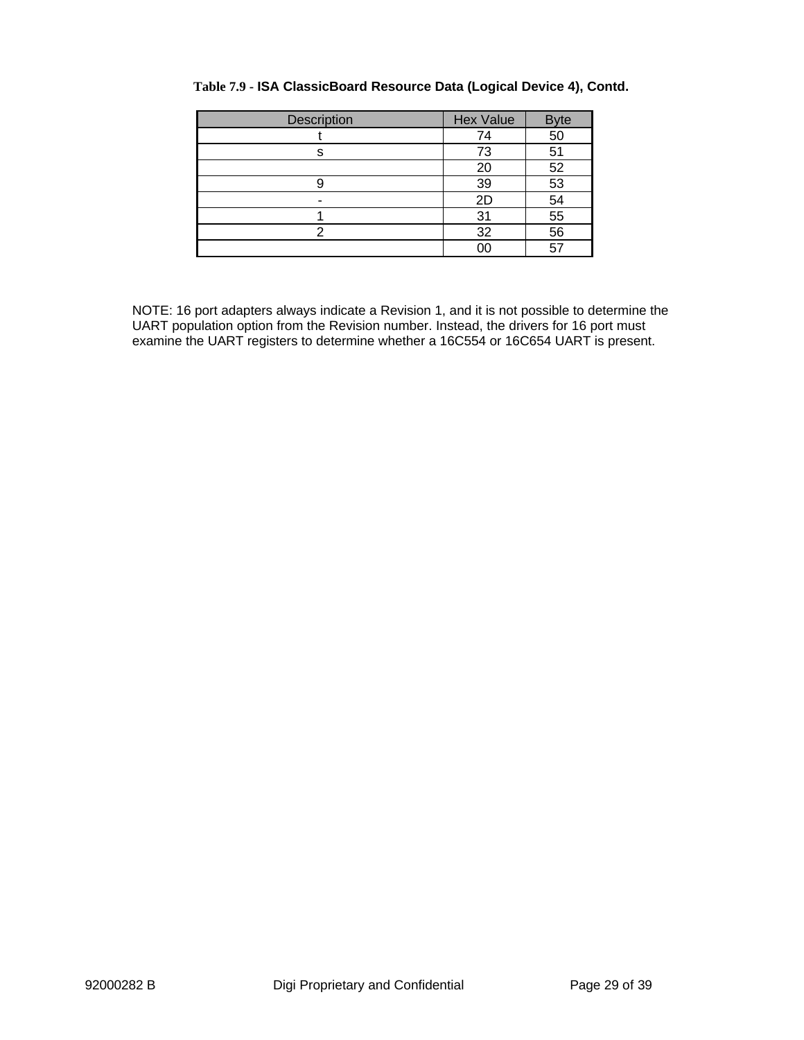**Table 7.9 - ISA ClassicBoard Resource Data (Logical Device 4), Contd.**

| Description | Hex Value | Byte |
|---|---|---|
| t | 74 | 50 |
| s | 73 | 51 |
| | 20 | 52 |
| 9 | 39 | 53 |
| - | 2D | 54 |
| 1 | 31 | 55 |
| 2 | 32 | 56 |
| | 00 | 57 |

NOTE: 16 port adapters always indicate a Revision 1, and it is not possible to determine the UART population option from the Revision number. Instead, the drivers for 16 port must examine the UART registers to determine whether a 16C554 or 16C654 UART is present.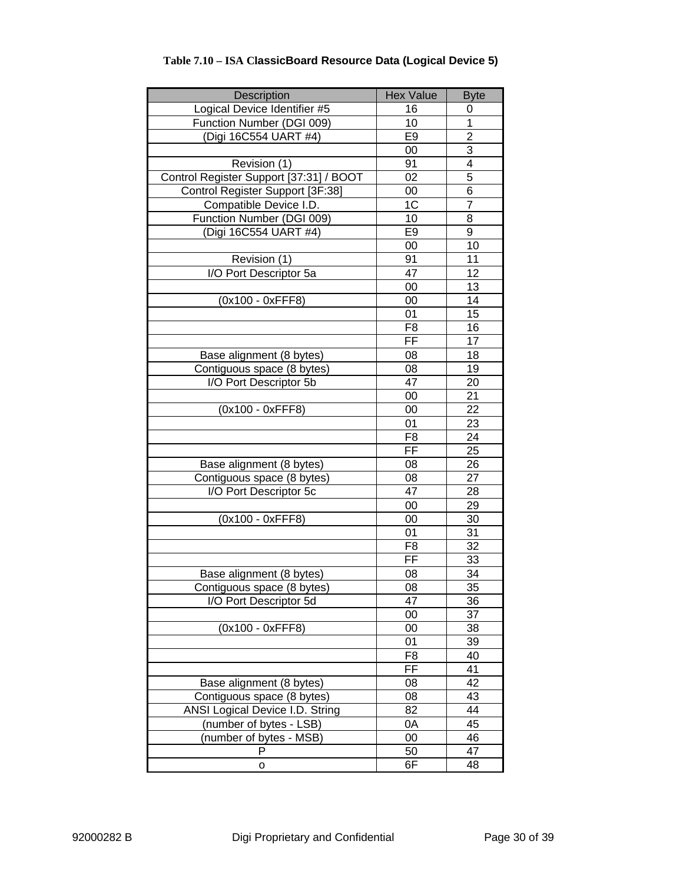**Table 7.10 – ISA ClassicBoard Resource Data (Logical Device 5)**

| Description | Hex Value | Byte |
|---|---|---|
| Logical Device Identifier #5 | 16 | 0 |
| Function Number (DGI 009) | 10 | 1 |
| (Digi 16C554 UART #4) | E9 | 2 |
| | 00 | 3 |
| Revision (1) | 91 | 4 |
| Control Register Support [37:31] / BOOT | 02 | 5 |
| Control Register Support [3F:38] | 00 | 6 |
| Compatible Device I.D. | 1C | 7 |
| Function Number (DGI 009) | 10 | 8 |
| (Digi 16C554 UART #4) | E9 | 9 |
| | 00 | 10 |
| Revision (1) | 91 | 11 |
| I/O Port Descriptor 5a | 47 | 12 |
| | 00 | 13 |
| (0x100 - 0xFFF8) | 00 | 14 |
| | 01 | 15 |
| | F8 | 16 |
| | FF | 17 |
| Base alignment (8 bytes) | 08 | 18 |
| Contiguous space (8 bytes) | 08 | 19 |
| I/O Port Descriptor 5b | 47 | 20 |
| | 00 | 21 |
| (0x100 - 0xFFF8) | 00 | 22 |
| | 01 | 23 |
| | F8 | 24 |
| | FF | 25 |
| Base alignment (8 bytes) | 08 | 26 |
| Contiguous space (8 bytes) | 08 | 27 |
| I/O Port Descriptor 5c | 47 | 28 |
| | 00 | 29 |
| (0x100 - 0xFFF8) | 00 | 30 |
| | 01 | 31 |
| | F8 | 32 |
| | FF | 33 |
| Base alignment (8 bytes) | 08 | 34 |
| Contiguous space (8 bytes) | 08 | 35 |
| I/O Port Descriptor 5d | 47 | 36 |
| | 00 | 37 |
| (0x100 - 0xFFF8) | 00 | 38 |
| | 01 | 39 |
| | F8 | 40 |
| | FF | 41 |
| Base alignment (8 bytes) | 08 | 42 |
| Contiguous space (8 bytes) | 08 | 43 |
| ANSI Logical Device I.D. String | 82 | 44 |
| (number of bytes - LSB) | 0A | 45 |
| (number of bytes - MSB) | 00 | 46 |
| P | 50 | 47 |
| o | 6F | 48 |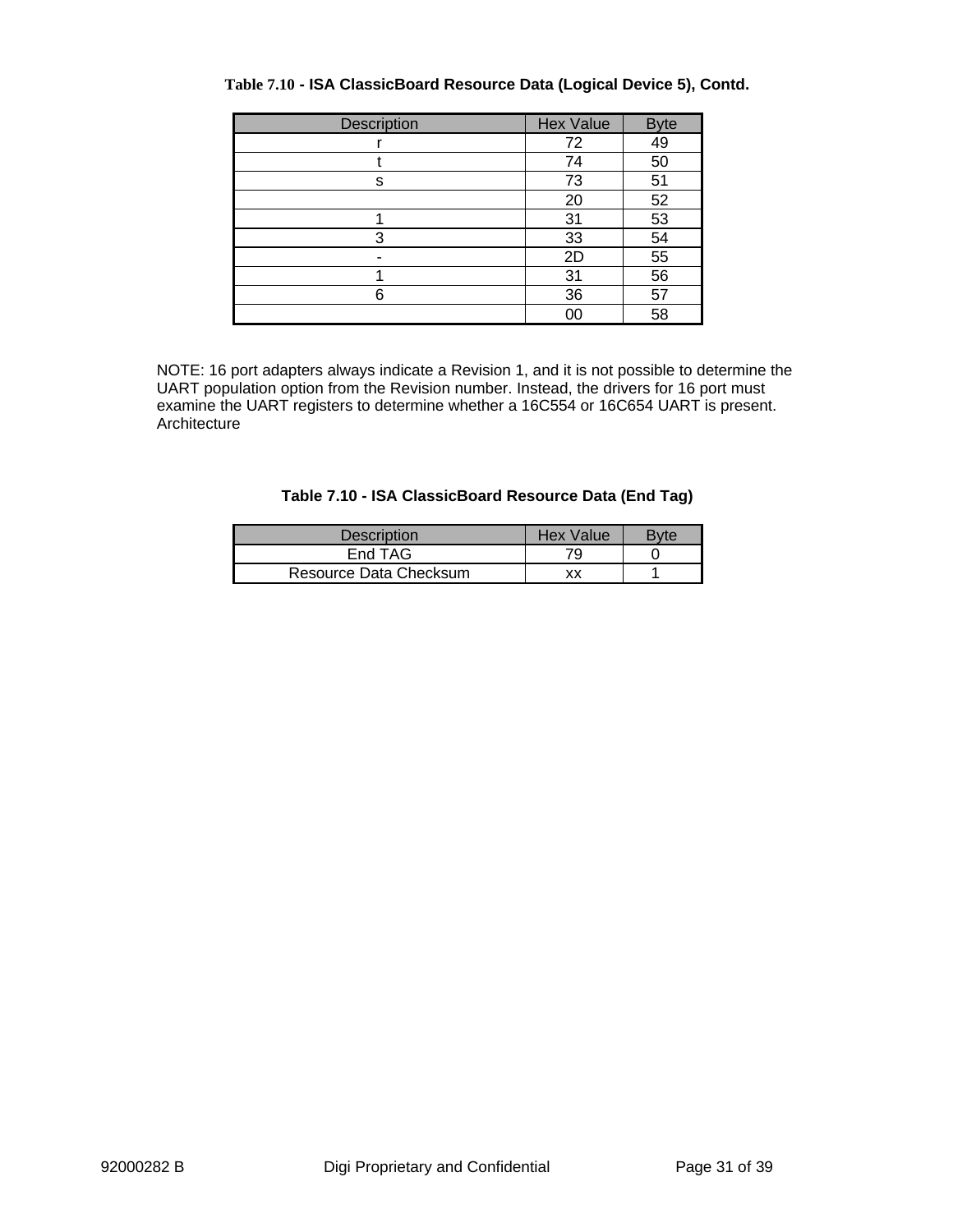**Table 7.10 - ISA ClassicBoard Resource Data (Logical Device 5), Contd.**

| Description | Hex Value | Byte |
|---|---|---|
| r | 72 | 49 |
| t | 74 | 50 |
| s | 73 | 51 |
|  | 20 | 52 |
| 1 | 31 | 53 |
| 3 | 33 | 54 |
| - | 2D | 55 |
| 1 | 31 | 56 |
| 6 | 36 | 57 |
|  | 00 | 58 |

NOTE: 16 port adapters always indicate a Revision 1, and it is not possible to determine the UART population option from the Revision number. Instead, the drivers for 16 port must examine the UART registers to determine whether a 16C554 or 16C654 UART is present. Architecture

**Table 7.10 - ISA ClassicBoard Resource Data (End Tag)**

| Description | Hex Value | Byte |
|---|---|---|
| End TAG | 79 | 0 |
| Resource Data Checksum | xx | 1 |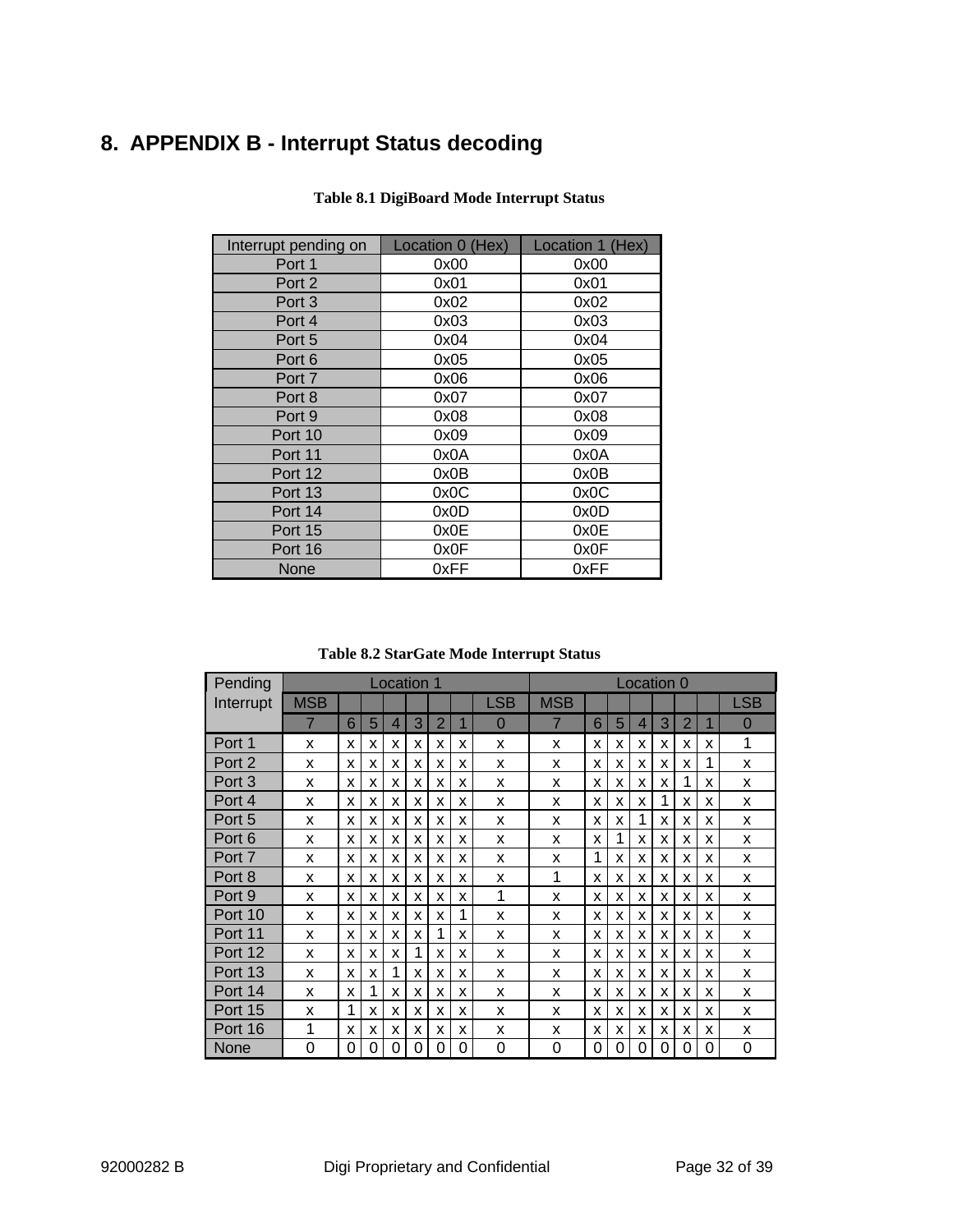# 8. APPENDIX B - Interrupt Status decoding

**Table 8.1 DigiBoard Mode Interrupt Status**

| Interrupt pending on | Location 0 (Hex) | Location 1 (Hex) |
|---|---|---|
| Port 1 | 0x00 | 0x00 |
| Port 2 | 0x01 | 0x01 |
| Port 3 | 0x02 | 0x02 |
| Port 4 | 0x03 | 0x03 |
| Port 5 | 0x04 | 0x04 |
| Port 6 | 0x05 | 0x05 |
| Port 7 | 0x06 | 0x06 |
| Port 8 | 0x07 | 0x07 |
| Port 9 | 0x08 | 0x08 |
| Port 10 | 0x09 | 0x09 |
| Port 11 | 0x0A | 0x0A |
| Port 12 | 0x0B | 0x0B |
| Port 13 | 0x0C | 0x0C |
| Port 14 | 0x0D | 0x0D |
| Port 15 | 0x0E | 0x0E |
| Port 16 | 0x0F | 0x0F |
| None | 0xFF | 0xFF |

**Table 8.2 StarGate Mode Interrupt Status**

| Pending Interrupt | Location 1 | | | | | | | | Location 0 | | | | | | | |
|---|---|---|---|---|---|---|---|---|---|---|---|---|---|---|---|---|
| | MSB | | | | | | | LSB | MSB | | | | | | | LSB |
| | 7 | 6 | 5 | 4 | 3 | 2 | 1 | 0 | 7 | 6 | 5 | 4 | 3 | 2 | 1 | 0 |
| Port 1 | x | x | x | x | x | x | x | x | x | x | x | x | x | x | x | 1 |
| Port 2 | x | x | x | x | x | x | x | x | x | x | x | x | x | x | 1 | x |
| Port 3 | x | x | x | x | x | x | x | x | x | x | x | x | x | 1 | x | x |
| Port 4 | x | x | x | x | x | x | x | x | x | x | x | x | 1 | x | x | x |
| Port 5 | x | x | x | x | x | x | x | x | x | x | x | 1 | x | x | x | x |
| Port 6 | x | x | x | x | x | x | x | x | x | x | 1 | x | x | x | x | x |
| Port 7 | x | x | x | x | x | x | x | x | x | 1 | x | x | x | x | x | x |
| Port 8 | x | x | x | x | x | x | x | x | 1 | x | x | x | x | x | x | x |
| Port 9 | x | x | x | x | x | x | x | 1 | x | x | x | x | x | x | x | x |
| Port 10 | x | x | x | x | x | x | 1 | x | x | x | x | x | x | x | x | x |
| Port 11 | x | x | x | x | x | 1 | x | x | x | x | x | x | x | x | x | x |
| Port 12 | x | x | x | x | 1 | x | x | x | x | x | x | x | x | x | x | x |
| Port 13 | x | x | x | 1 | x | x | x | x | x | x | x | x | x | x | x | x |
| Port 14 | x | x | 1 | x | x | x | x | x | x | x | x | x | x | x | x | x |
| Port 15 | x | 1 | x | x | x | x | x | x | x | x | x | x | x | x | x | x |
| Port 16 | 1 | x | x | x | x | x | x | x | x | x | x | x | x | x | x | x |
| None | 0 | 0 | 0 | 0 | 0 | 0 | 0 | 0 | 0 | 0 | 0 | 0 | 0 | 0 | 0 | 0 |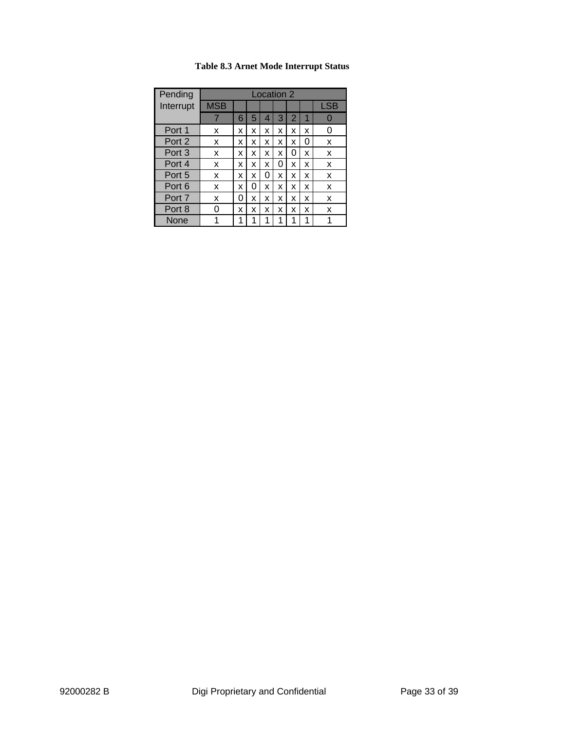**Table 8.3 Arnet Mode Interrupt Status**

| Pending Interrupt | Location 2 | | | | | | | |
|---|---|---|---|---|---|---|---|---|
| | MSB | | | | | | | LSB |
| | 7 | 6 | 5 | 4 | 3 | 2 | 1 | 0 |
| Port 1 | x | x | x | x | x | x | x | 0 |
| Port 2 | x | x | x | x | x | x | 0 | x |
| Port 3 | x | x | x | x | x | 0 | x | x |
| Port 4 | x | x | x | x | 0 | x | x | x |
| Port 5 | x | x | x | 0 | x | x | x | x |
| Port 6 | x | x | 0 | x | x | x | x | x |
| Port 7 | x | 0 | x | x | x | x | x | x |
| Port 8 | 0 | x | x | x | x | x | x | x |
| None | 1 | 1 | 1 | 1 | 1 | 1 | 1 | 1 |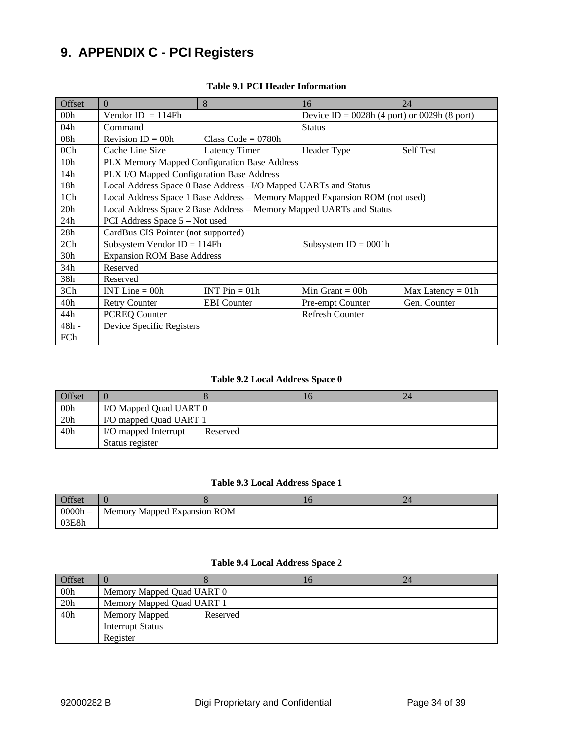# 9. APPENDIX C - PCI Registers

**Table 9.1 PCI Header Information**

| Offset | 0 | 8 | 16 | 24 |
|---|---|---|---|---|
| 00h | Vendor ID = 114Fh | | Device ID = 0028h (4 port) or 0029h (8 port) | |
| 04h | Command | | Status | |
| 08h | Revision ID = 00h | Class Code = 0780h | | |
| 0Ch | Cache Line Size | Latency Timer | Header Type | Self Test |
| 10h | PLX Memory Mapped Configuration Base Address | | | |
| 14h | PLX I/O Mapped Configuration Base Address | | | |
| 18h | Local Address Space 0 Base Address –I/O Mapped UARTs and Status | | | |
| 1Ch | Local Address Space 1 Base Address – Memory Mapped Expansion ROM (not used) | | | |
| 20h | Local Address Space 2 Base Address – Memory Mapped UARTs and Status | | | |
| 24h | PCI Address Space 5 – Not used | | | |
| 28h | CardBus CIS Pointer (not supported) | | | |
| 2Ch | Subsystem Vendor ID = 114Fh | | Subsystem ID = 0001h | |
| 30h | Expansion ROM Base Address | | | |
| 34h | Reserved | | | |
| 38h | Reserved | | | |
| 3Ch | INT Line = 00h | INT Pin = 01h | Min Grant = 00h | Max Latency = 01h |
| 40h | Retry Counter | EBI Counter | Pre-empt Counter | Gen. Counter |
| 44h | PCREQ Counter | | Refresh Counter | |
| 48h - FCh | Device Specific Registers | | | |

**Table 9.2 Local Address Space 0**

| Offset | 0 | 8 | 16 | 24 |
|---|---|---|---|---|
| 00h | I/O Mapped Quad UART 0 | | | |
| 20h | I/O mapped Quad UART 1 | | | |
| 40h | I/O mapped Interrupt Status register | Reserved | | |

**Table 9.3 Local Address Space 1**

| Offset | 0 | 8 | 16 | 24 |
|---|---|---|---|---|
| 0000h – 03E8h | Memory Mapped Expansion ROM | | | |

**Table 9.4 Local Address Space 2**

| Offset | 0 | 8 | 16 | 24 |
|---|---|---|---|---|
| 00h | Memory Mapped Quad UART 0 | | | |
| 20h | Memory Mapped Quad UART 1 | | | |
| 40h | Memory Mapped Interrupt Status Register | Reserved | | |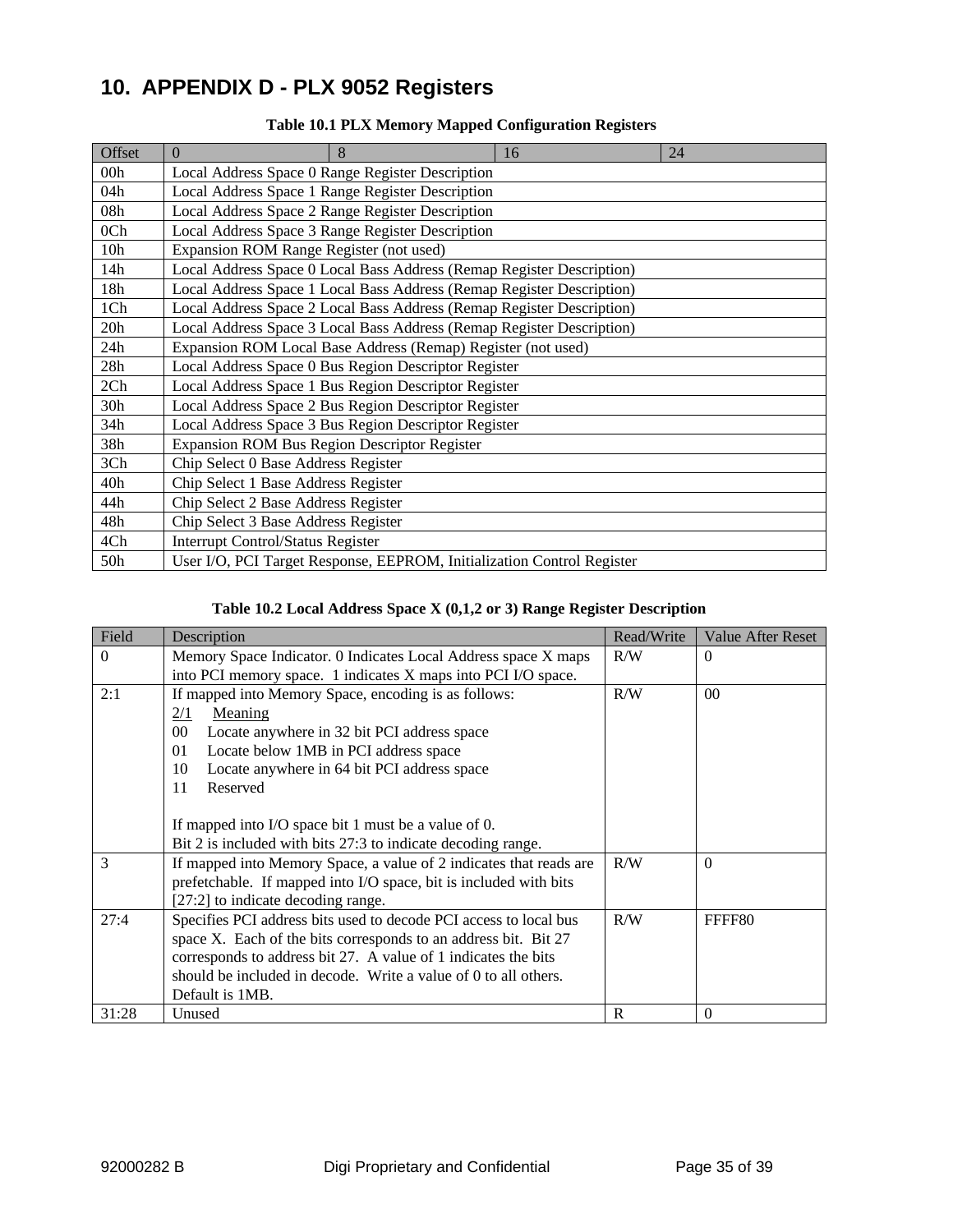# 10. APPENDIX D - PLX 9052 Registers

**Table 10.1 PLX Memory Mapped Configuration Registers**

| Offset | 0 | 8 | 16 | 24 |
|---|---|---|---|---|
| 00h | Local Address Space 0 Range Register Description | | | |
| 04h | Local Address Space 1 Range Register Description | | | |
| 08h | Local Address Space 2 Range Register Description | | | |
| 0Ch | Local Address Space 3 Range Register Description | | | |
| 10h | Expansion ROM Range Register (not used) | | | |
| 14h | Local Address Space 0 Local Bass Address (Remap Register Description) | | | |
| 18h | Local Address Space 1 Local Bass Address (Remap Register Description) | | | |
| 1Ch | Local Address Space 2 Local Bass Address (Remap Register Description) | | | |
| 20h | Local Address Space 3 Local Bass Address (Remap Register Description) | | | |
| 24h | Expansion ROM Local Base Address (Remap) Register (not used) | | | |
| 28h | Local Address Space 0 Bus Region Descriptor Register | | | |
| 2Ch | Local Address Space 1 Bus Region Descriptor Register | | | |
| 30h | Local Address Space 2 Bus Region Descriptor Register | | | |
| 34h | Local Address Space 3 Bus Region Descriptor Register | | | |
| 38h | Expansion ROM Bus Region Descriptor Register | | | |
| 3Ch | Chip Select 0 Base Address Register | | | |
| 40h | Chip Select 1 Base Address Register | | | |
| 44h | Chip Select 2 Base Address Register | | | |
| 48h | Chip Select 3 Base Address Register | | | |
| 4Ch | Interrupt Control/Status Register | | | |
| 50h | User I/O, PCI Target Response, EEPROM, Initialization Control Register | | | |

**Table 10.2 Local Address Space X (0,1,2 or 3) Range Register Description**

| Field | Description | Read/Write | Value After Reset |
|---|---|---|---|
| 0 | Memory Space Indicator. 0 Indicates Local Address space X maps into PCI memory space. 1 indicates X maps into PCI I/O space. | R/W | 0 |
| 2:1 | If mapped into Memory Space, encoding is as follows:<br>2/1 Meaning<br>00 Locate anywhere in 32 bit PCI address space<br>01 Locate below 1MB in PCI address space<br>10 Locate anywhere in 64 bit PCI address space<br>11 Reserved<br><br>If mapped into I/O space bit 1 must be a value of 0.<br>Bit 2 is included with bits 27:3 to indicate decoding range. | R/W | 00 |
| 3 | If mapped into Memory Space, a value of 2 indicates that reads are prefetchable. If mapped into I/O space, bit is included with bits [27:2] to indicate decoding range. | R/W | 0 |
| 27:4 | Specifies PCI address bits used to decode PCI access to local bus space X. Each of the bits corresponds to an address bit. Bit 27 corresponds to address bit 27. A value of 1 indicates the bits should be included in decode. Write a value of 0 to all others. Default is 1MB. | R/W | FFFF80 |
| 31:28 | Unused | R | 0 |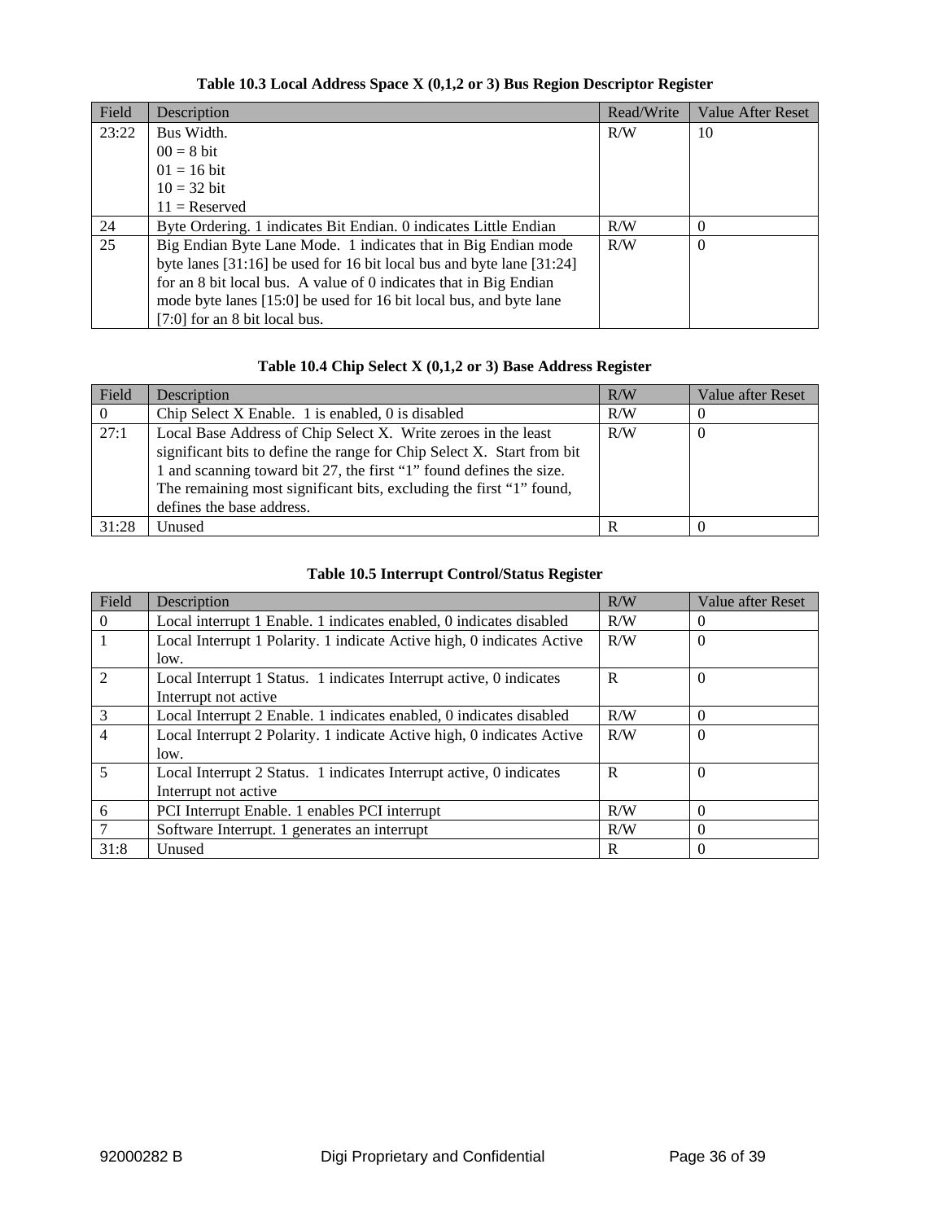**Table 10.3 Local Address Space X (0,1,2 or 3) Bus Region Descriptor Register**

| Field | Description | Read/Write | Value After Reset |
| --- | --- | --- | --- |
| 23:22 | Bus Width.<br>00 = 8 bit<br>01 = 16 bit<br>10 = 32 bit<br>11 = Reserved | R/W | 10 |
| 24 | Byte Ordering. 1 indicates Bit Endian. 0 indicates Little Endian | R/W | 0 |
| 25 | Big Endian Byte Lane Mode. 1 indicates that in Big Endian mode byte lanes [31:16] be used for 16 bit local bus and byte lane [31:24] for an 8 bit local bus. A value of 0 indicates that in Big Endian mode byte lanes [15:0] be used for 16 bit local bus, and byte lane [7:0] for an 8 bit local bus. | R/W | 0 |

**Table 10.4 Chip Select X (0,1,2 or 3) Base Address Register**

| Field | Description | R/W | Value after Reset |
| --- | --- | --- | --- |
| 0 | Chip Select X Enable. 1 is enabled, 0 is disabled | R/W | 0 |
| 27:1 | Local Base Address of Chip Select X. Write zeroes in the least significant bits to define the range for Chip Select X. Start from bit 1 and scanning toward bit 27, the first "1" found defines the size. The remaining most significant bits, excluding the first "1" found, defines the base address. | R/W | 0 |
| 31:28 | Unused | R | 0 |

**Table 10.5 Interrupt Control/Status Register**

| Field | Description | R/W | Value after Reset |
| --- | --- | --- | --- |
| 0 | Local interrupt 1 Enable. 1 indicates enabled, 0 indicates disabled | R/W | 0 |
| 1 | Local Interrupt 1 Polarity. 1 indicate Active high, 0 indicates Active low. | R/W | 0 |
| 2 | Local Interrupt 1 Status. 1 indicates Interrupt active, 0 indicates Interrupt not active | R | 0 |
| 3 | Local Interrupt 2 Enable. 1 indicates enabled, 0 indicates disabled | R/W | 0 |
| 4 | Local Interrupt 2 Polarity. 1 indicate Active high, 0 indicates Active low. | R/W | 0 |
| 5 | Local Interrupt 2 Status. 1 indicates Interrupt active, 0 indicates Interrupt not active | R | 0 |
| 6 | PCI Interrupt Enable. 1 enables PCI interrupt | R/W | 0 |
| 7 | Software Interrupt. 1 generates an interrupt | R/W | 0 |
| 31:8 | Unused | R | 0 |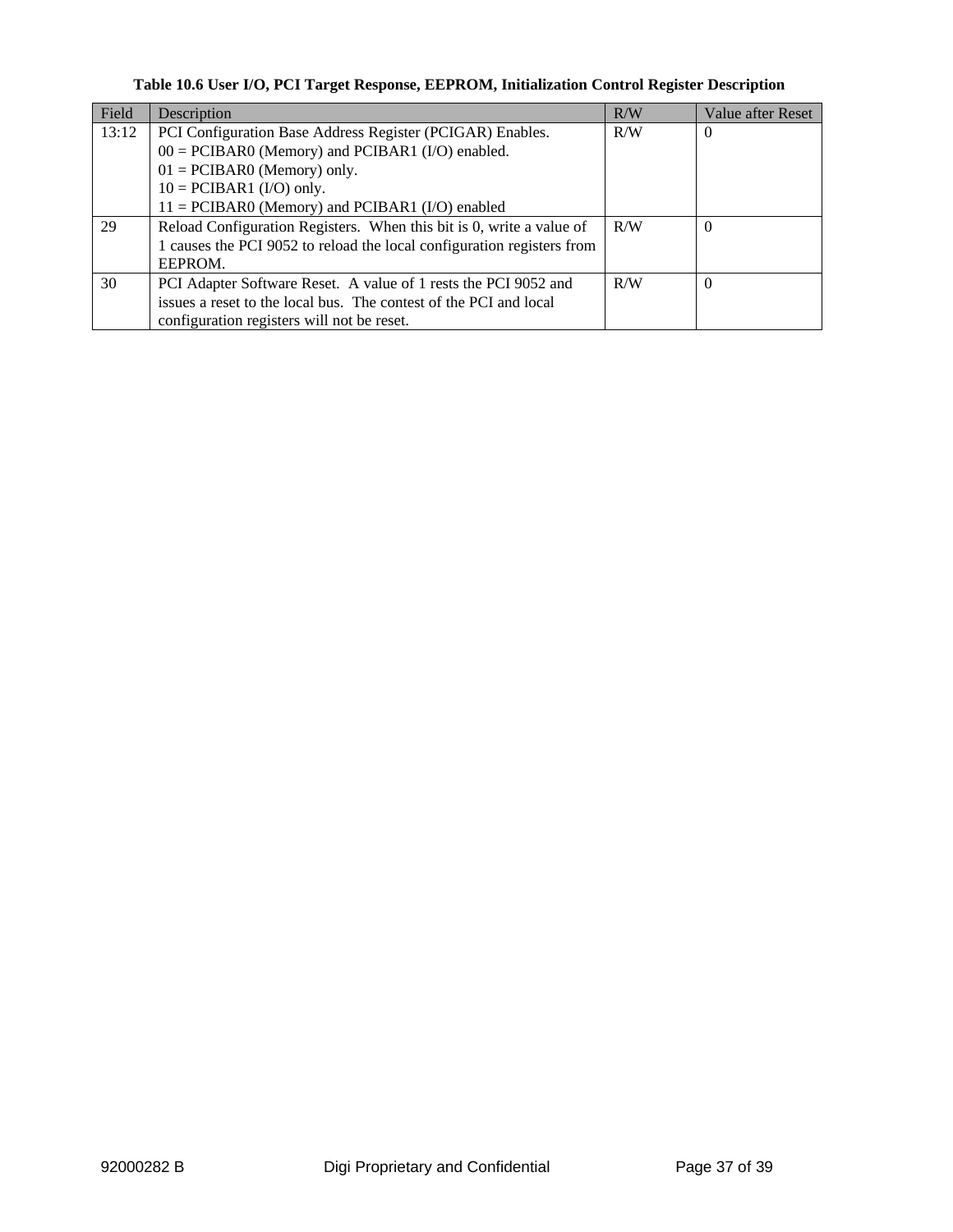**Table 10.6 User I/O, PCI Target Response, EEPROM, Initialization Control Register Description**

| Field | Description | R/W | Value after Reset |
|---|---|---|---|
| 13:12 | PCI Configuration Base Address Register (PCIGAR) Enables.<br>00 = PCIBAR0 (Memory) and PCIBAR1 (I/O) enabled.<br>01 = PCIBAR0 (Memory) only.<br>10 = PCIBAR1 (I/O) only.<br>11 = PCIBAR0 (Memory) and PCIBAR1 (I/O) enabled | R/W | 0 |
| 29 | Reload Configuration Registers. When this bit is 0, write a value of 1 causes the PCI 9052 to reload the local configuration registers from EEPROM. | R/W | 0 |
| 30 | PCI Adapter Software Reset. A value of 1 rests the PCI 9052 and issues a reset to the local bus. The contest of the PCI and local configuration registers will not be reset. | R/W | 0 |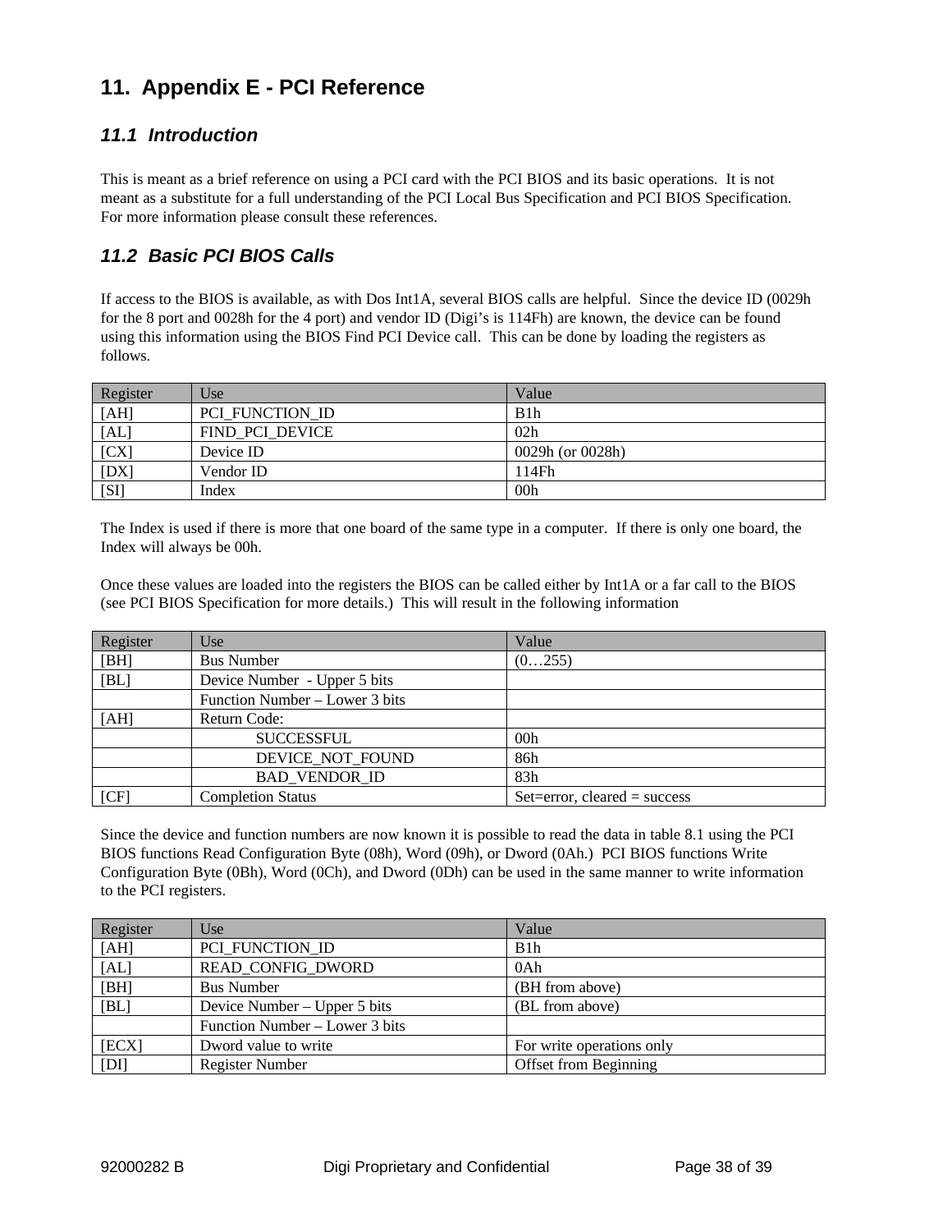# 11. Appendix E - PCI Reference

## 11.1 Introduction

This is meant as a brief reference on using a PCI card with the PCI BIOS and its basic operations. It is not meant as a substitute for a full understanding of the PCI Local Bus Specification and PCI BIOS Specification. For more information please consult these references.

## 11.2 Basic PCI BIOS Calls

If access to the BIOS is available, as with Dos Int1A, several BIOS calls are helpful. Since the device ID (0029h for the 8 port and 0028h for the 4 port) and vendor ID (Digi's is 114Fh) are known, the device can be found using this information using the BIOS Find PCI Device call. This can be done by loading the registers as follows.

| Register | Use | Value |
|---|---|---|
| [AH] | PCI_FUNCTION_ID | B1h |
| [AL] | FIND_PCI_DEVICE | 02h |
| [CX] | Device ID | 0029h (or 0028h) |
| [DX] | Vendor ID | 114Fh |
| [SI] | Index | 00h |

The Index is used if there is more that one board of the same type in a computer. If there is only one board, the Index will always be 00h.

Once these values are loaded into the registers the BIOS can be called either by Int1A or a far call to the BIOS (see PCI BIOS Specification for more details.) This will result in the following information

| Register | Use | Value |
|---|---|---|
| [BH] | Bus Number | (0…255) |
| [BL] | Device Number - Upper 5 bits | |
| | Function Number – Lower 3 bits | |
| [AH] | Return Code: | |
| | SUCCESSFUL | 00h |
| | DEVICE_NOT_FOUND | 86h |
| | BAD_VENDOR_ID | 83h |
| [CF] | Completion Status | Set=error, cleared = success |

Since the device and function numbers are now known it is possible to read the data in table 8.1 using the PCI BIOS functions Read Configuration Byte (08h), Word (09h), or Dword (0Ah.) PCI BIOS functions Write Configuration Byte (0Bh), Word (0Ch), and Dword (0Dh) can be used in the same manner to write information to the PCI registers.

| Register | Use | Value |
|---|---|---|
| [AH] | PCI_FUNCTION_ID | B1h |
| [AL] | READ_CONFIG_DWORD | 0Ah |
| [BH] | Bus Number | (BH from above) |
| [BL] | Device Number – Upper 5 bits | (BL from above) |
| | Function Number – Lower 3 bits | |
| [ECX] | Dword value to write | For write operations only |
| [DI] | Register Number | Offset from Beginning |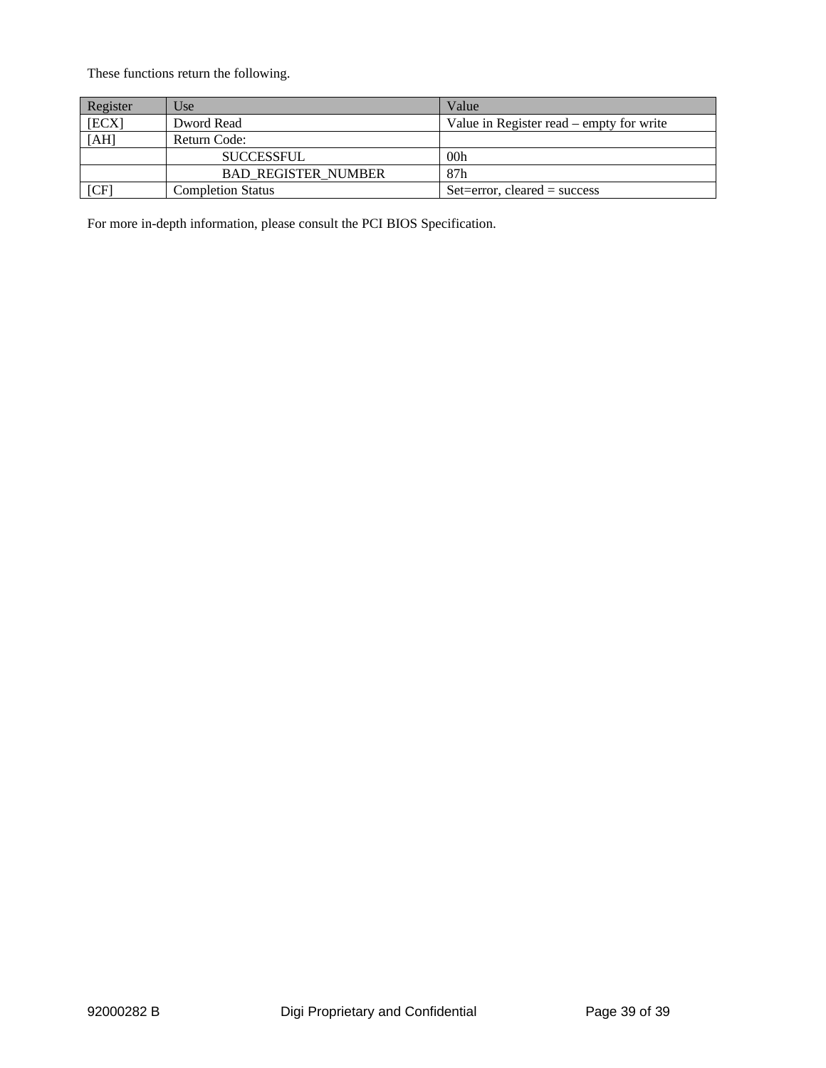These functions return the following.

| Register | Use | Value |
|---|---|---|
| [ECX] | Dword Read | Value in Register read – empty for write |
| [AH] | Return Code: | |
| | SUCCESSFUL | 00h |
| | BAD_REGISTER_NUMBER | 87h |
| [CF] | Completion Status | Set=error, cleared = success |

For more in-depth information, please consult the PCI BIOS Specification.